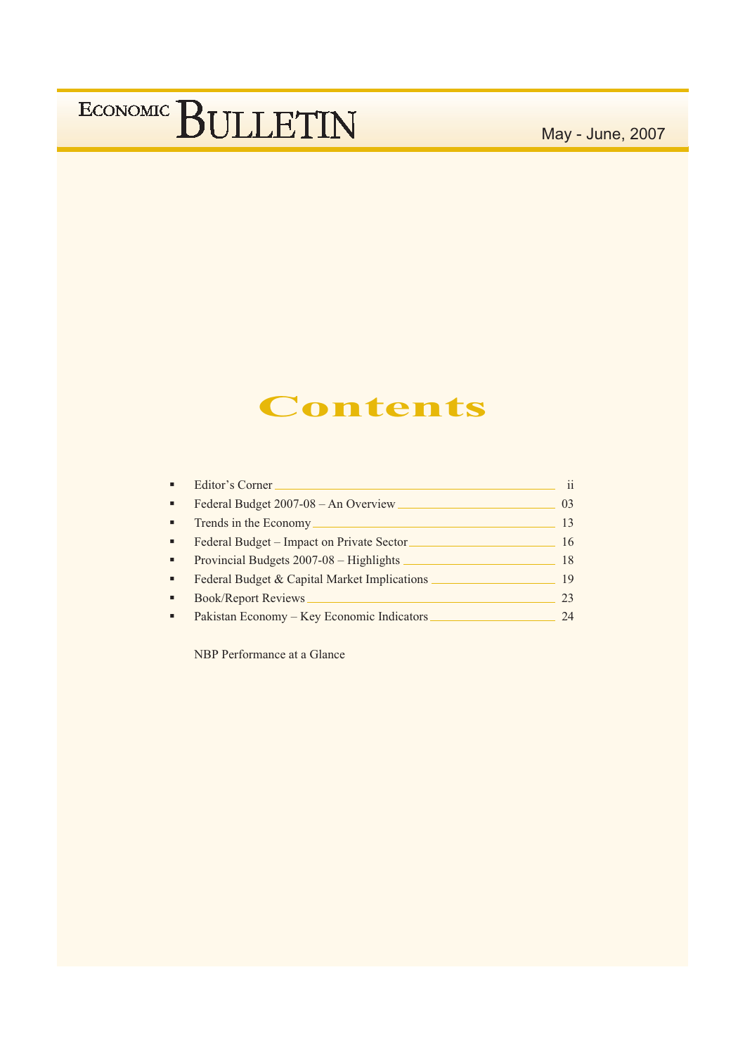# ECONOMIC BULLETIN

May - June, 2007

## Contents

- Editor's Corner ________ ii
- Federal Budget 2007-08 – An Overview ________ 03
- Trends in the Economy ________ 13
- Federal Budget – Impact on Private Sector ________ 16
- Provincial Budgets 2007-08 – Highlights ________ 18
- Federal Budget & Capital Market Implications ________ 19
- Book/Report Reviews ________ 23
- Pakistan Economy – Key Economic Indicators ________ 24

NBP Performance at a Glance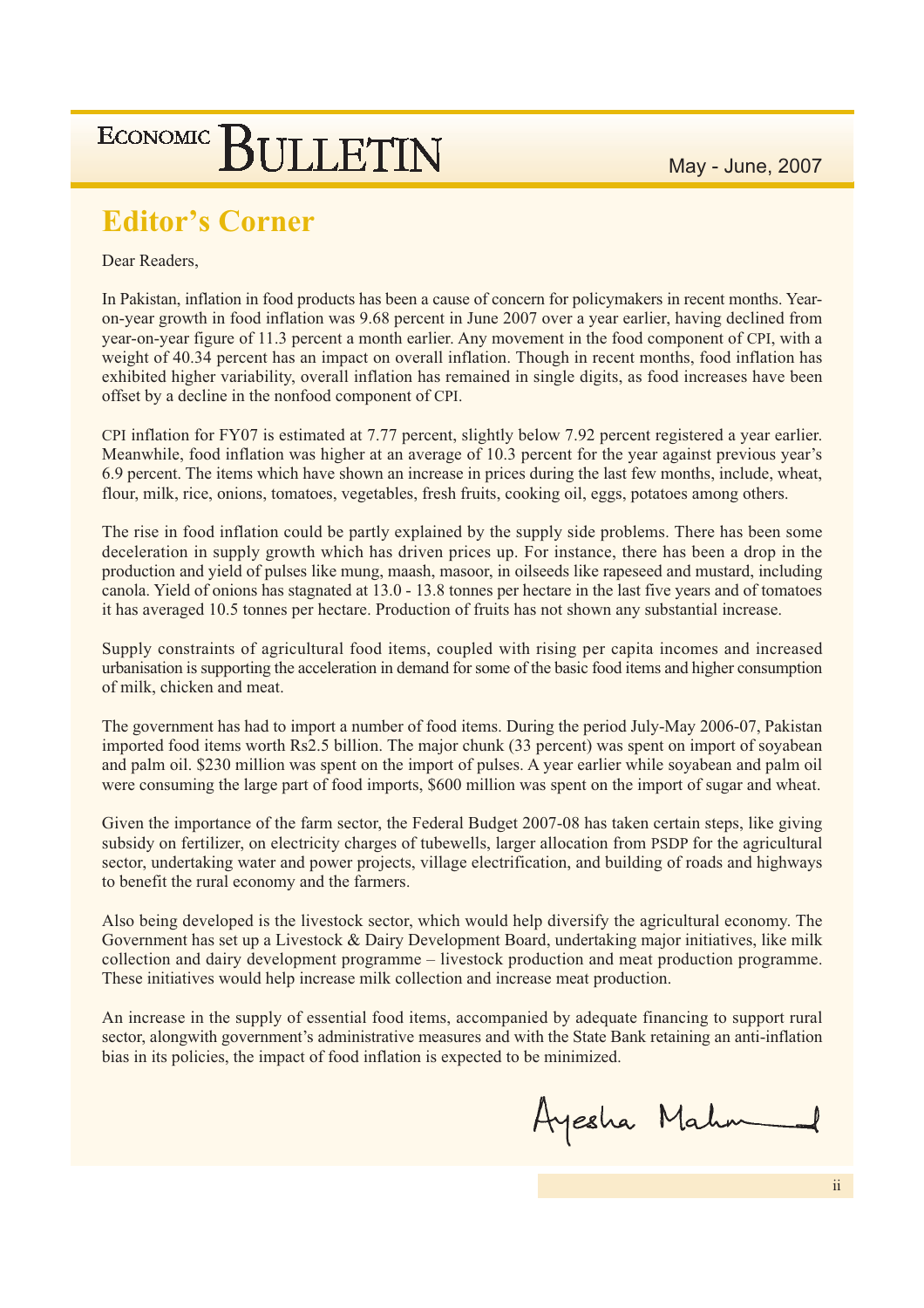# Editor's Corner

Dear Readers,

In Pakistan, inflation in food products has been a cause of concern for policymakers in recent months. Year-on-year growth in food inflation was 9.68 percent in June 2007 over a year earlier, having declined from year-on-year figure of 11.3 percent a month earlier. Any movement in the food component of CPI, with a weight of 40.34 percent has an impact on overall inflation. Though in recent months, food inflation has exhibited higher variability, overall inflation has remained in single digits, as food increases have been offset by a decline in the nonfood component of CPI.

CPI inflation for FY07 is estimated at 7.77 percent, slightly below 7.92 percent registered a year earlier. Meanwhile, food inflation was higher at an average of 10.3 percent for the year against previous year's 6.9 percent. The items which have shown an increase in prices during the last few months, include, wheat, flour, milk, rice, onions, tomatoes, vegetables, fresh fruits, cooking oil, eggs, potatoes among others.

The rise in food inflation could be partly explained by the supply side problems. There has been some deceleration in supply growth which has driven prices up. For instance, there has been a drop in the production and yield of pulses like mung, maash, masoor, in oilseeds like rapeseed and mustard, including canola. Yield of onions has stagnated at 13.0 - 13.8 tonnes per hectare in the last five years and of tomatoes it has averaged 10.5 tonnes per hectare. Production of fruits has not shown any substantial increase.

Supply constraints of agricultural food items, coupled with rising per capita incomes and increased urbanisation is supporting the acceleration in demand for some of the basic food items and higher consumption of milk, chicken and meat.

The government has had to import a number of food items. During the period July-May 2006-07, Pakistan imported food items worth Rs2.5 billion. The major chunk (33 percent) was spent on import of soyabean and palm oil. $230 million was spent on the import of pulses. A year earlier while soyabean and palm oil were consuming the large part of food imports, $600 million was spent on the import of sugar and wheat.

Given the importance of the farm sector, the Federal Budget 2007-08 has taken certain steps, like giving subsidy on fertilizer, on electricity charges of tubewells, larger allocation from PSDP for the agricultural sector, undertaking water and power projects, village electrification, and building of roads and highways to benefit the rural economy and the farmers.

Also being developed is the livestock sector, which would help diversify the agricultural economy. The Government has set up a Livestock & Dairy Development Board, undertaking major initiatives, like milk collection and dairy development programme – livestock production and meat production programme. These initiatives would help increase milk collection and increase meat production.

An increase in the supply of essential food items, accompanied by adequate financing to support rural sector, alongwith government's administrative measures and with the State Bank retaining an anti-inflation bias in its policies, the impact of food inflation is expected to be minimized.

Ayesha Mahmud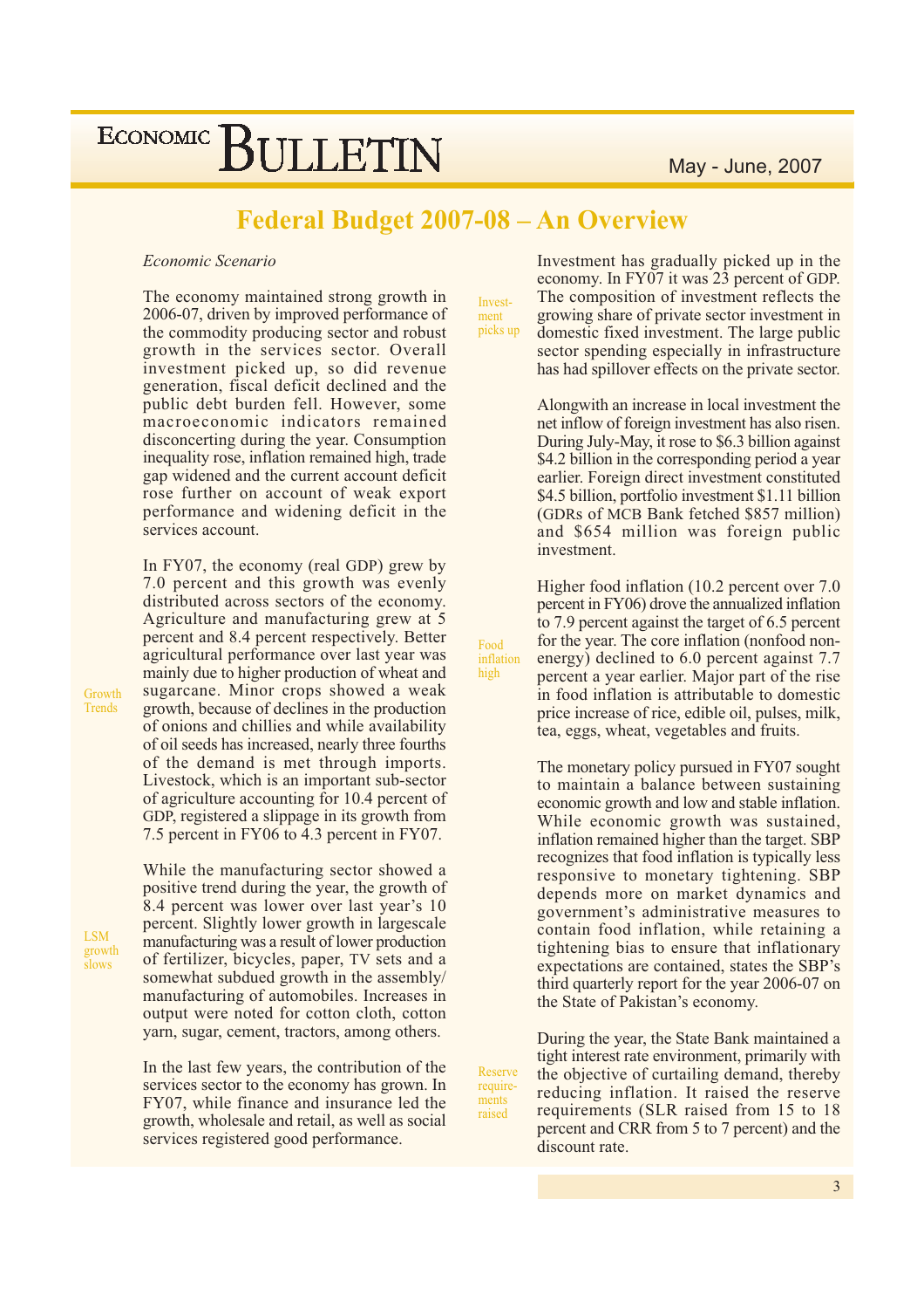# Federal Budget 2007-08 – An Overview

*Economic Scenario*

The economy maintained strong growth in 2006-07, driven by improved performance of the commodity producing sector and robust growth in the services sector. Overall investment picked up, so did revenue generation, fiscal deficit declined and the public debt burden fell. However, some macroeconomic indicators remained disconcerting during the year. Consumption inequality rose, inflation remained high, trade gap widened and the current account deficit rose further on account of weak export performance and widening deficit in the services account.

Growth Trends

In FY07, the economy (real GDP) grew by 7.0 percent and this growth was evenly distributed across sectors of the economy. Agriculture and manufacturing grew at 5 percent and 8.4 percent respectively. Better agricultural performance over last year was mainly due to higher production of wheat and sugarcane. Minor crops showed a weak growth, because of declines in the production of onions and chillies and while availability of oil seeds has increased, nearly three fourths of the demand is met through imports. Livestock, which is an important sub-sector of agriculture accounting for 10.4 percent of GDP, registered a slippage in its growth from 7.5 percent in FY06 to 4.3 percent in FY07.

LSM growth slows

While the manufacturing sector showed a positive trend during the year, the growth of 8.4 percent was lower over last year's 10 percent. Slightly lower growth in largescale manufacturing was a result of lower production of fertilizer, bicycles, paper, TV sets and a somewhat subdued growth in the assembly/ manufacturing of automobiles. Increases in output were noted for cotton cloth, cotton yarn, sugar, cement, tractors, among others.

In the last few years, the contribution of the services sector to the economy has grown. In FY07, while finance and insurance led the growth, wholesale and retail, as well as social services registered good performance.

Investment picks up

Investment has gradually picked up in the economy. In FY07 it was 23 percent of GDP. The composition of investment reflects the growing share of private sector investment in domestic fixed investment. The large public sector spending especially in infrastructure has had spillover effects on the private sector.

Alongwith an increase in local investment the net inflow of foreign investment has also risen. During July-May, it rose to $6.3 billion against $4.2 billion in the corresponding period a year earlier. Foreign direct investment constituted $4.5 billion, portfolio investment $1.11 billion (GDRs of MCB Bank fetched $857 million) and $654 million was foreign public investment.

Food inflation high

Higher food inflation (10.2 percent over 7.0 percent in FY06) drove the annualized inflation to 7.9 percent against the target of 6.5 percent for the year. The core inflation (nonfood non-energy) declined to 6.0 percent against 7.7 percent a year earlier. Major part of the rise in food inflation is attributable to domestic price increase of rice, edible oil, pulses, milk, tea, eggs, wheat, vegetables and fruits.

The monetary policy pursued in FY07 sought to maintain a balance between sustaining economic growth and low and stable inflation. While economic growth was sustained, inflation remained higher than the target. SBP recognizes that food inflation is typically less responsive to monetary tightening. SBP depends more on market dynamics and government's administrative measures to contain food inflation, while retaining a tightening bias to ensure that inflationary expectations are contained, states the SBP's third quarterly report for the year 2006-07 on the State of Pakistan's economy.

Reserve requirements raised

During the year, the State Bank maintained a tight interest rate environment, primarily with the objective of curtailing demand, thereby reducing inflation. It raised the reserve requirements (SLR raised from 15 to 18 percent and CRR from 5 to 7 percent) and the discount rate.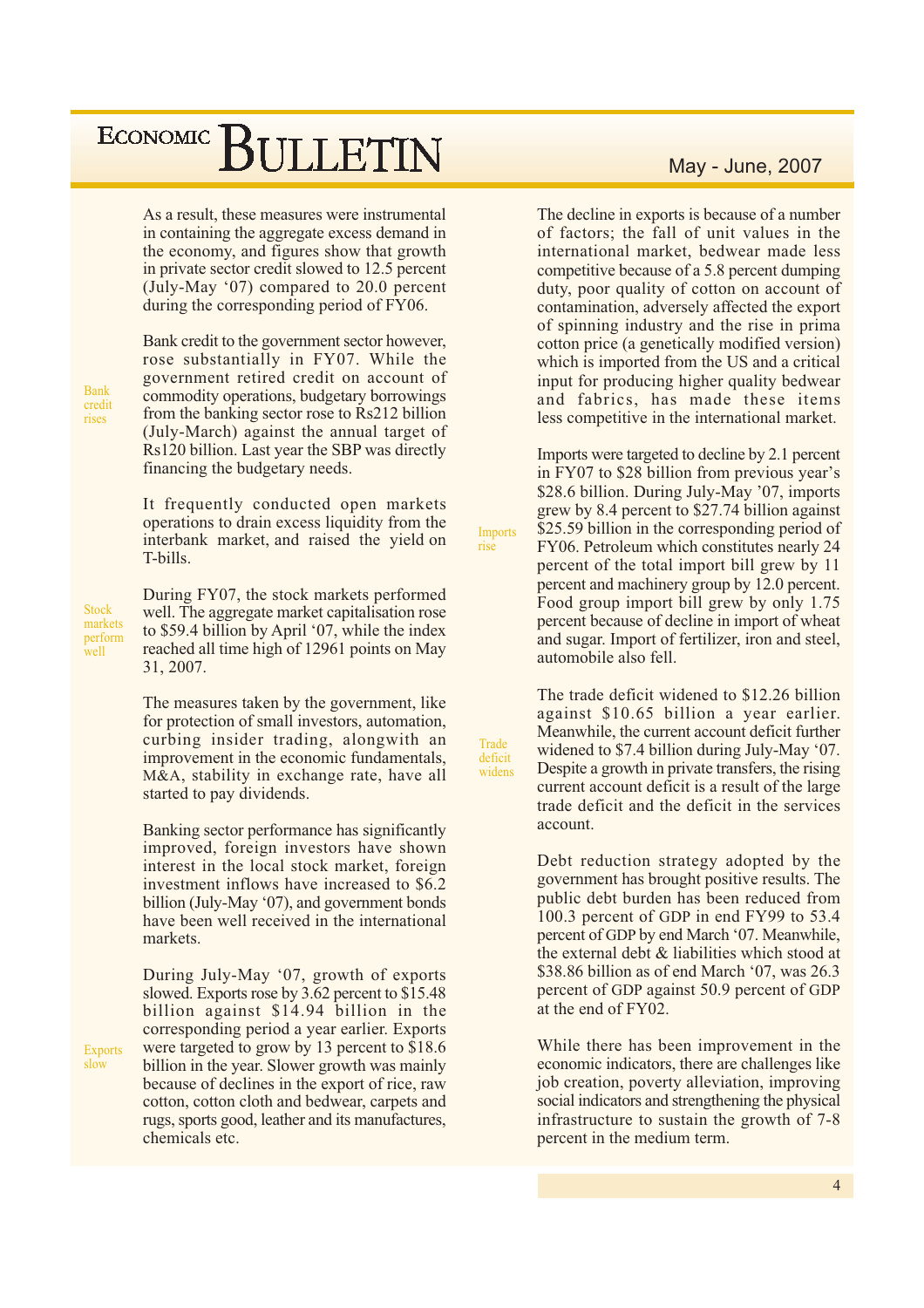As a result, these measures were instrumental in containing the aggregate excess demand in the economy, and figures show that growth in private sector credit slowed to 12.5 percent (July-May '07) compared to 20.0 percent during the corresponding period of FY06.

*Bank credit rises*

Bank credit to the government sector however, rose substantially in FY07. While the government retired credit on account of commodity operations, budgetary borrowings from the banking sector rose to Rs212 billion (July-March) against the annual target of Rs120 billion. Last year the SBP was directly financing the budgetary needs.

It frequently conducted open markets operations to drain excess liquidity from the interbank market, and raised the yield on T-bills.

*Stock markets perform well*

During FY07, the stock markets performed well. The aggregate market capitalisation rose to $59.4 billion by April '07, while the index reached all time high of 12961 points on May 31, 2007.

The measures taken by the government, like for protection of small investors, automation, curbing insider trading, alongwith an improvement in the economic fundamentals, M&A, stability in exchange rate, have all started to pay dividends.

Banking sector performance has significantly improved, foreign investors have shown interest in the local stock market, foreign investment inflows have increased to $6.2 billion (July-May '07), and government bonds have been well received in the international markets.

*Exports slow*

During July-May '07, growth of exports slowed. Exports rose by 3.62 percent to $15.48 billion against $14.94 billion in the corresponding period a year earlier. Exports were targeted to grow by 13 percent to $18.6 billion in the year. Slower growth was mainly because of declines in the export of rice, raw cotton, cotton cloth and bedwear, carpets and rugs, sports good, leather and its manufactures, chemicals etc.

The decline in exports is because of a number of factors; the fall of unit values in the international market, bedwear made less competitive because of a 5.8 percent dumping duty, poor quality of cotton on account of contamination, adversely affected the export of spinning industry and the rise in prima cotton price (a genetically modified version) which is imported from the US and a critical input for producing higher quality bedwear and fabrics, has made these items less competitive in the international market.

*Imports rise*

Imports were targeted to decline by 2.1 percent in FY07 to $28 billion from previous year's $28.6 billion. During July-May '07, imports grew by 8.4 percent to $27.74 billion against $25.59 billion in the corresponding period of FY06. Petroleum which constitutes nearly 24 percent of the total import bill grew by 11 percent and machinery group by 12.0 percent. Food group import bill grew by only 1.75 percent because of decline in import of wheat and sugar. Import of fertilizer, iron and steel, automobile also fell.

*Trade deficit widens*

The trade deficit widened to $12.26 billion against $10.65 billion a year earlier. Meanwhile, the current account deficit further widened to $7.4 billion during July-May '07. Despite a growth in private transfers, the rising current account deficit is a result of the large trade deficit and the deficit in the services account.

Debt reduction strategy adopted by the government has brought positive results. The public debt burden has been reduced from 100.3 percent of GDP in end FY99 to 53.4 percent of GDP by end March '07. Meanwhile, the external debt & liabilities which stood at $38.86 billion as of end March '07, was 26.3 percent of GDP against 50.9 percent of GDP at the end of FY02.

While there has been improvement in the economic indicators, there are challenges like job creation, poverty alleviation, improving social indicators and strengthening the physical infrastructure to sustain the growth of 7-8 percent in the medium term.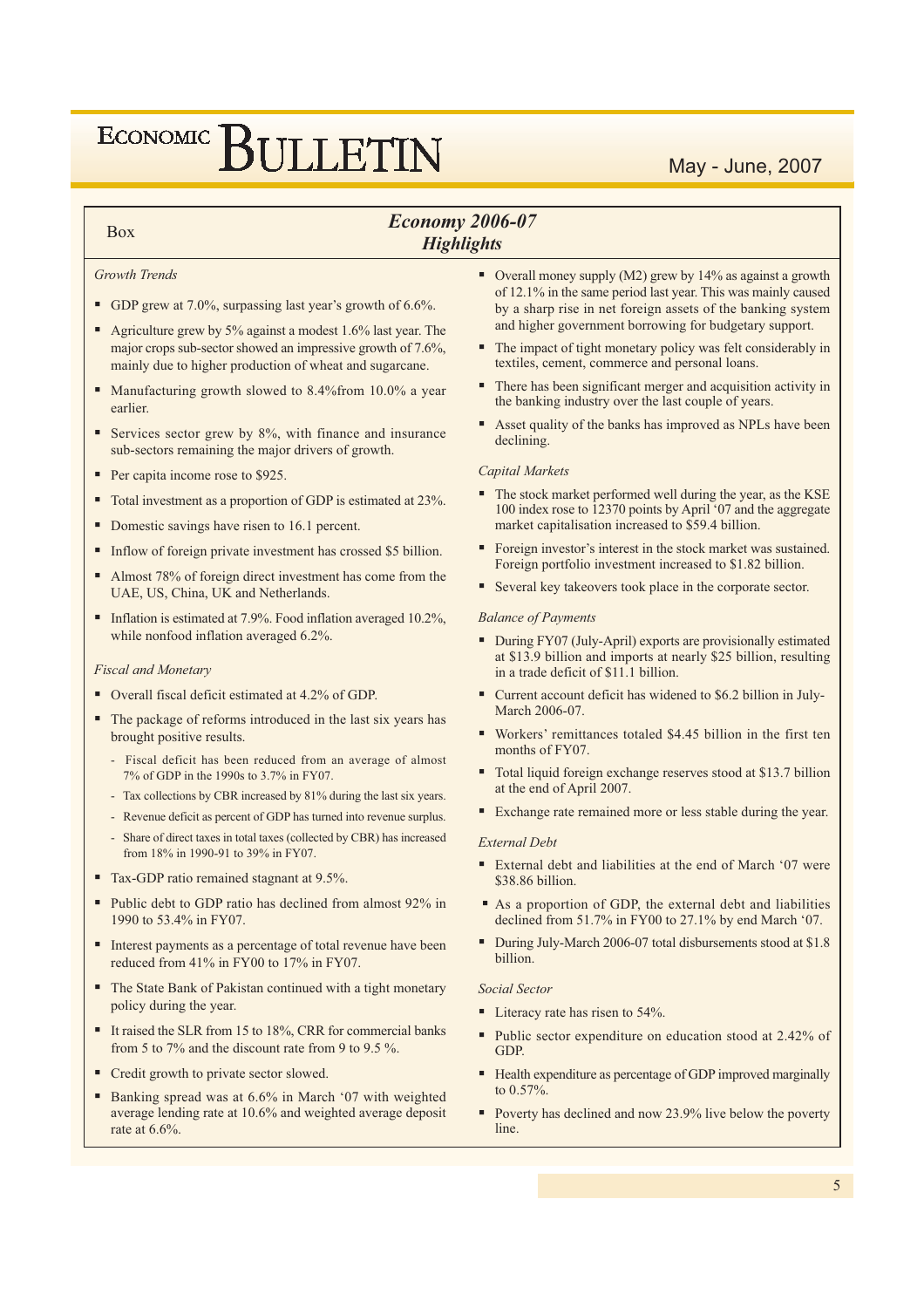Box

## *Economy 2006-07*
## *Highlights*

*Growth Trends*

- GDP grew at 7.0%, surpassing last year's growth of 6.6%.
- Agriculture grew by 5% against a modest 1.6% last year. The major crops sub-sector showed an impressive growth of 7.6%, mainly due to higher production of wheat and sugarcane.
- Manufacturing growth slowed to 8.4%from 10.0% a year earlier.
- Services sector grew by 8%, with finance and insurance sub-sectors remaining the major drivers of growth.
- Per capita income rose to $925.
- Total investment as a proportion of GDP is estimated at 23%.
- Domestic savings have risen to 16.1 percent.
- Inflow of foreign private investment has crossed $5 billion.
- Almost 78% of foreign direct investment has come from the UAE, US, China, UK and Netherlands.
- Inflation is estimated at 7.9%. Food inflation averaged 10.2%, while nonfood inflation averaged 6.2%.

*Fiscal and Monetary*

- Overall fiscal deficit estimated at 4.2% of GDP.
- The package of reforms introduced in the last six years has brought positive results.
  - Fiscal deficit has been reduced from an average of almost 7% of GDP in the 1990s to 3.7% in FY07.
  - Tax collections by CBR increased by 81% during the last six years.
  - Revenue deficit as percent of GDP has turned into revenue surplus.
  - Share of direct taxes in total taxes (collected by CBR) has increased from 18% in 1990-91 to 39% in FY07.
- Tax-GDP ratio remained stagnant at 9.5%.
- Public debt to GDP ratio has declined from almost 92% in 1990 to 53.4% in FY07.
- Interest payments as a percentage of total revenue have been reduced from 41% in FY00 to 17% in FY07.
- The State Bank of Pakistan continued with a tight monetary policy during the year.
- It raised the SLR from 15 to 18%, CRR for commercial banks from 5 to 7% and the discount rate from 9 to 9.5 %.
- Credit growth to private sector slowed.
- Banking spread was at 6.6% in March '07 with weighted average lending rate at 10.6% and weighted average deposit rate at 6.6%.
- Overall money supply (M2) grew by 14% as against a growth of 12.1% in the same period last year. This was mainly caused by a sharp rise in net foreign assets of the banking system and higher government borrowing for budgetary support.
- The impact of tight monetary policy was felt considerably in textiles, cement, commerce and personal loans.
- There has been significant merger and acquisition activity in the banking industry over the last couple of years.
- Asset quality of the banks has improved as NPLs have been declining.

*Capital Markets*

- The stock market performed well during the year, as the KSE 100 index rose to 12370 points by April '07 and the aggregate market capitalisation increased to $59.4 billion.
- Foreign investor's interest in the stock market was sustained. Foreign portfolio investment increased to $1.82 billion.
- Several key takeovers took place in the corporate sector.

*Balance of Payments*

- During FY07 (July-April) exports are provisionally estimated at $13.9 billion and imports at nearly $25 billion, resulting in a trade deficit of $11.1 billion.
- Current account deficit has widened to $6.2 billion in July-March 2006-07.
- Workers' remittances totaled $4.45 billion in the first ten months of FY07.
- Total liquid foreign exchange reserves stood at $13.7 billion at the end of April 2007.
- Exchange rate remained more or less stable during the year.

*External Debt*

- External debt and liabilities at the end of March '07 were $38.86 billion.
- As a proportion of GDP, the external debt and liabilities declined from 51.7% in FY00 to 27.1% by end March '07.
- During July-March 2006-07 total disbursements stood at $1.8 billion.

*Social Sector*

- Literacy rate has risen to 54%.
- Public sector expenditure on education stood at 2.42% of GDP.
- Health expenditure as percentage of GDP improved marginally to 0.57%.
- Poverty has declined and now 23.9% live below the poverty line.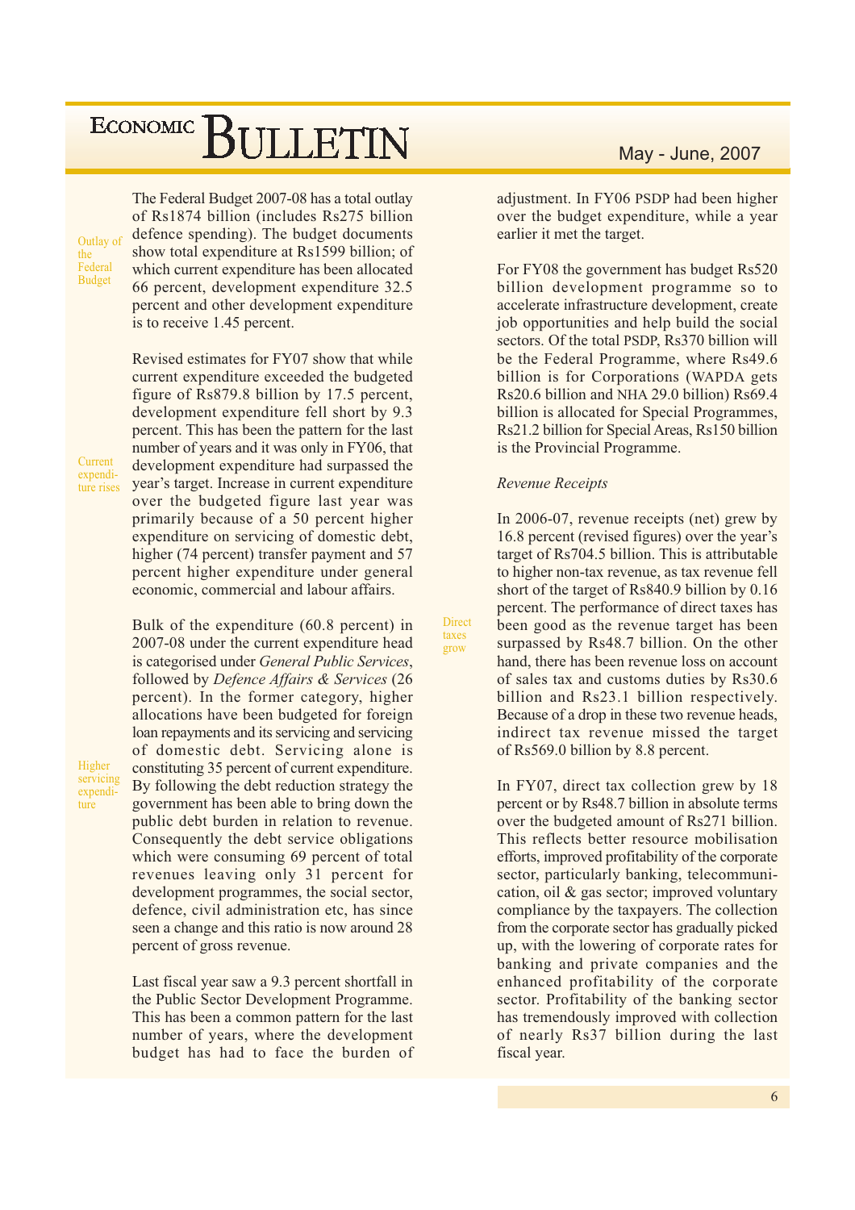The Federal Budget 2007-08 has a total outlay of Rs1874 billion (includes Rs275 billion defence spending). The budget documents show total expenditure at Rs1599 billion; of which current expenditure has been allocated 66 percent, development expenditure 32.5 percent and other development expenditure is to receive 1.45 percent.

Revised estimates for FY07 show that while current expenditure exceeded the budgeted figure of Rs879.8 billion by 17.5 percent, development expenditure fell short by 9.3 percent. This has been the pattern for the last number of years and it was only in FY06, that development expenditure had surpassed the year's target. Increase in current expenditure over the budgeted figure last year was primarily because of a 50 percent higher expenditure on servicing of domestic debt, higher (74 percent) transfer payment and 57 percent higher expenditure under general economic, commercial and labour affairs.

Bulk of the expenditure (60.8 percent) in 2007-08 under the current expenditure head is categorised under *General Public Services*, followed by *Defence Affairs & Services* (26 percent). In the former category, higher allocations have been budgeted for foreign loan repayments and its servicing and servicing of domestic debt. Servicing alone is constituting 35 percent of current expenditure. By following the debt reduction strategy the government has been able to bring down the public debt burden in relation to revenue. Consequently the debt service obligations which were consuming 69 percent of total revenues leaving only 31 percent for development programmes, the social sector, defence, civil administration etc, has since seen a change and this ratio is now around 28 percent of gross revenue.

Last fiscal year saw a 9.3 percent shortfall in the Public Sector Development Programme. This has been a common pattern for the last number of years, where the development budget has had to face the burden of adjustment. In FY06 PSDP had been higher over the budget expenditure, while a year earlier it met the target.

For FY08 the government has budget Rs520 billion development programme so to accelerate infrastructure development, create job opportunities and help build the social sectors. Of the total PSDP, Rs370 billion will be the Federal Programme, where Rs49.6 billion is for Corporations (WAPDA gets Rs20.6 billion and NHA 29.0 billion) Rs69.4 billion is allocated for Special Programmes, Rs21.2 billion for Special Areas, Rs150 billion is the Provincial Programme.

*Revenue Receipts*

In 2006-07, revenue receipts (net) grew by 16.8 percent (revised figures) over the year's target of Rs704.5 billion. This is attributable to higher non-tax revenue, as tax revenue fell short of the target of Rs840.9 billion by 0.16 percent. The performance of direct taxes has been good as the revenue target has been surpassed by Rs48.7 billion. On the other hand, there has been revenue loss on account of sales tax and customs duties by Rs30.6 billion and Rs23.1 billion respectively. Because of a drop in these two revenue heads, indirect tax revenue missed the target of Rs569.0 billion by 8.8 percent.

In FY07, direct tax collection grew by 18 percent or by Rs48.7 billion in absolute terms over the budgeted amount of Rs271 billion. This reflects better resource mobilisation efforts, improved profitability of the corporate sector, particularly banking, telecommunication, oil & gas sector; improved voluntary compliance by the taxpayers. The collection from the corporate sector has gradually picked up, with the lowering of corporate rates for banking and private companies and the enhanced profitability of the corporate sector. Profitability of the banking sector has tremendously improved with collection of nearly Rs37 billion during the last fiscal year.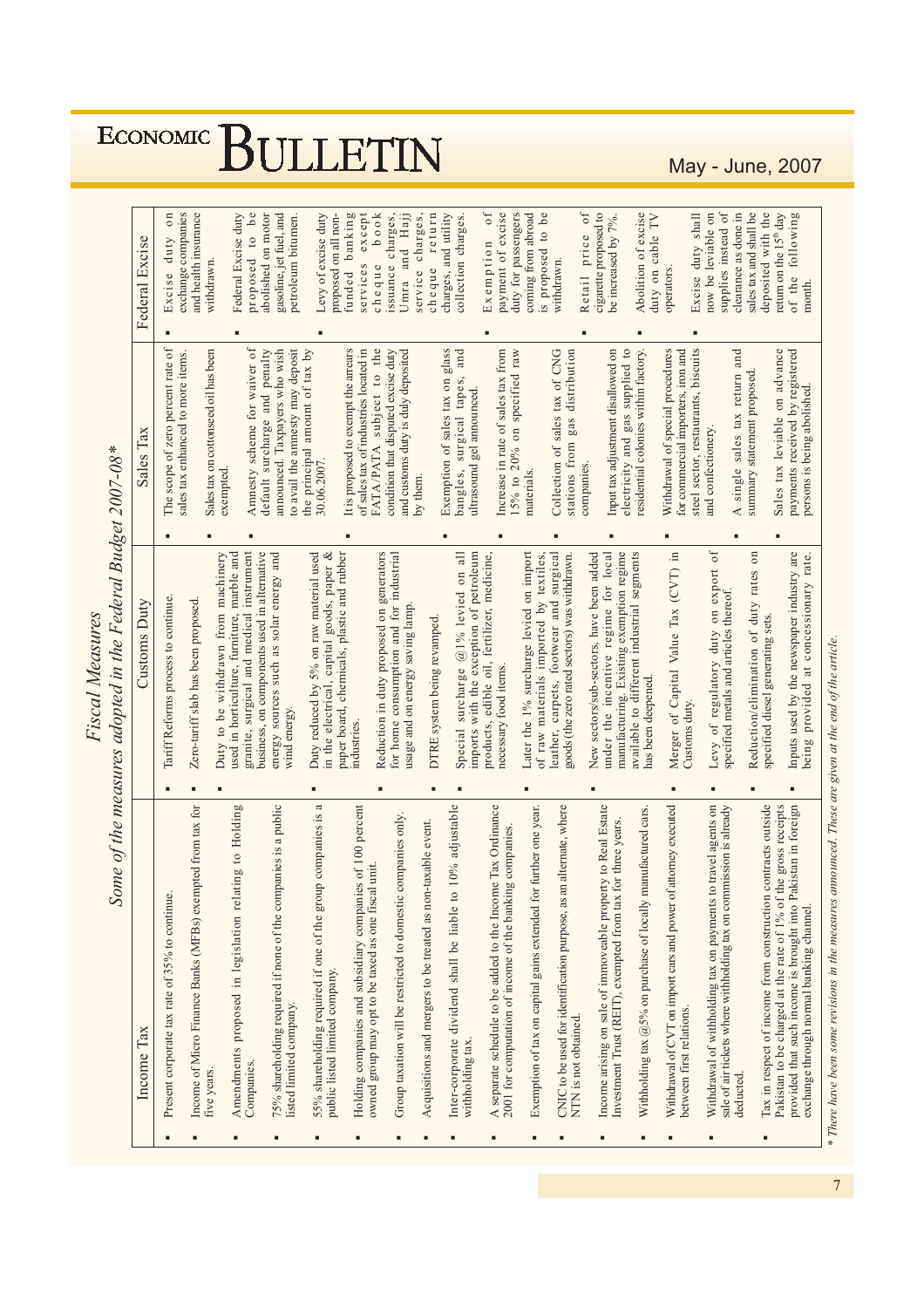## Fiscal Measures

### Some of the measures adopted in the Federal Budget 2007-08*

| Income Tax | Customs Duty | Sales Tax | Federal Excise |
|---|---|---|---|
| ▪ Present corporate tax rate of 35% to continue.<br>▪ Income of Micro Finance Banks (MFBs) exempted from tax for five years.<br>▪ Amendments proposed in legislation relating to Holding Companies.<br>▪ 75% shareholding required if none of the companies is a public listed company.<br>▪ 55% shareholding required if one of the group companies is a public listed limited company.<br>▪ Holding companies and subsidiary companies of 100 percent owned group may opt to be taxed as one fiscal unit.<br>▪ Group taxation will be restricted to domestic companies only.<br>▪ Acquisitions and mergers to be treated as non-taxable event.<br>▪ Inter-corporate dividend shall be liable to 10% adjustable withholding tax.<br>▪ A separate schedule to be added to the Income Tax Ordinance 2001 for computation of income of the banking companies.<br>▪ Exemption of tax on capital gains extended for further one year.<br>▪ CNIC to be used for identification purpose, as an alternate, where NTN is not obtained.<br>▪ Income arising on sale of immoveable property to Real Estate Investment Trust (REIT), exempted from tax for three years.<br>▪ Withholding tax @5% on purchase of locally manufactured cars.<br>▪ Withdrawal of CVT on import cars and power of attorney executed between first relations.<br>▪ Withdrawal of withholding tax on payments to travel agents on sale of air tickets where withholding tax on commission is already deducted.<br>▪ Tax in respect of income from construction contracts outside Pakistan to be charged at the rate of 1% of the gross receipts provided that such income is brought into Pakistan in foreign exchange through normal banking channel. | ▪ Tariff Reforms process to continue.<br>▪ Zero-tariff slab has been proposed.<br>▪ Duty to be withdrawn from machinery used in horticulture, furniture, marble and granite, surgical and medical instrument business, on components used in alternative energy sources such as solar energy and wind energy.<br>▪ Duty reduced by 5% on raw material used in the electrical, capital goods, paper & paper board, chemicals, plastic and rubber industries.<br>▪ Reduction in duty proposed on generators for home consumption and for industrial usage and on energy saving lamp.<br>▪ DTRE system being revamped.<br>▪ Special surcharge @1% levied on all imports with the exception of petroleum products, edible oil, fertilizer, medicine, necessary food items.<br>▪ Later the 1% surcharge levied on import of raw materials imported by textiles, leather, carpets, footwear and surgical goods (the zero rated sectors) was withdrawn.<br>▪ New sectors/sub-sectors, have been added under the incentive regime for local manufacturing. Existing exemption regime available to different industrial segments has been deepened.<br>▪ Merger of Capital Value Tax (CVT) in Customs duty.<br>▪ Levy of regulatory duty on export of specified metals and articles thereof.<br>▪ Reduction/elimination of duty rates on specified diesel generating sets.<br>▪ Inputs used by the newspaper industry are being provided at concessionary rate. | ▪ The scope of zero percent rate of sales tax enhanced to more items.<br>▪ Sales tax on cottonseed oil has been exempted.<br>▪ Amnesty scheme for waiver of default surcharge and penalty announced. Taxpayers who wish to avail the amnesty may deposit the principal amount of tax by 30.06.2007.<br>▪ It is proposed to exempt the arrears of sales tax of industries located in FATA/PATA subject to the condition that disputed excise duty and customs duty is duly deposited by them.<br>▪ Exemption of sales tax on glass bangles, surgical tapes, and ultrasound gel announced.<br>▪ Increase in rate of sales tax from 15% to 20% on specified raw materials.<br>▪ Collection of sales tax of CNG stations from gas distribution companies.<br>▪ Input tax adjustment disallowed on electricity and gas supplied to residential colonies within factory.<br>▪ Withdrawal of special procedures for commercial importers, iron and steel sector, restaurants, biscuits and confectionery.<br>▪ A single sales tax return and summary statement proposed.<br>▪ Sales tax leviable on advance payments received by registered persons is being abolished. | ▪ Excise duty on exchange companies and health insurance withdrawn.<br>▪ Federal Excise duty proposed to be abolished on motor gasoline, jet fuel, and petroleum bitumen.<br>▪ Levy of excise duty proposed on all non-funded banking services except cheque book issuance charges, Umra and Hajj service charges, cheque return charges, and utility collection charges.<br>▪ Exemption of payment of excise duty for passengers coming from abroad is proposed to be withdrawn.<br>▪ Retail price of cigarette proposed to be increased by 7%.<br>▪ Abolition of excise duty on cable TV operators.<br>▪ Excise duty shall now be leviable on supplies instead of clearance as done in sales tax and shall be deposited with the return on the 15th day of the following month. |

* There have been some revisions in the measures announced. These are given at the end of the article.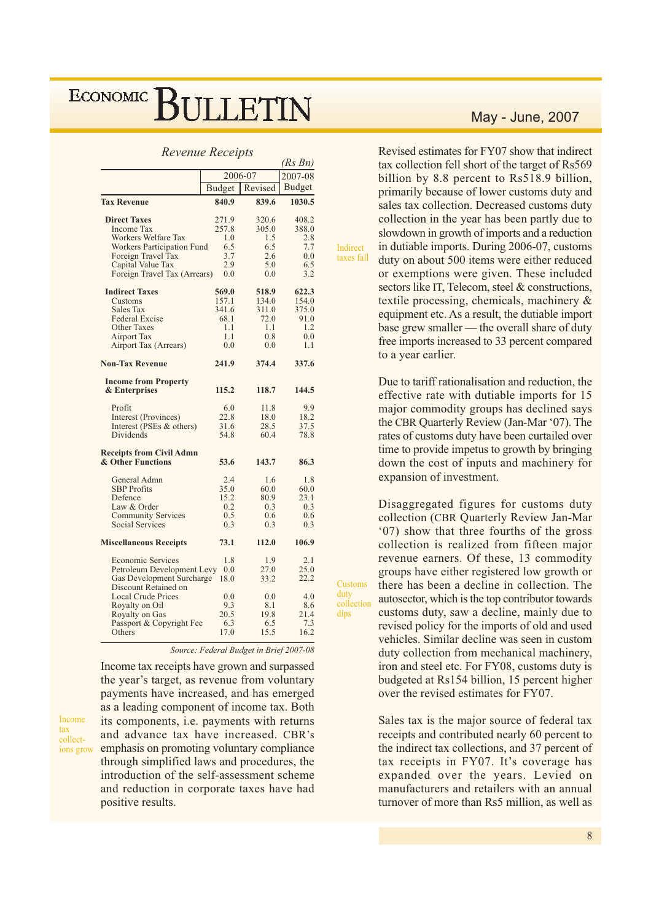### Revenue Receipts

(Rs Bn)

| | 2006-07 | | 2007-08 |
|---|---|---|---|
| | Budget | Revised | Budget |
| **Tax Revenue** | **840.9** | **839.6** | **1030.5** |
| **Direct Taxes** | 271.9 | 320.6 | 408.2 |
| Income Tax | 257.8 | 305.0 | 388.0 |
| Workers Welfare Tax | 1.0 | 1.5 | 2.8 |
| Workers Participation Fund | 6.5 | 6.5 | 7.7 |
| Foreign Travel Tax | 3.7 | 2.6 | 0.0 |
| Capital Value Tax | 2.9 | 5.0 | 6.5 |
| Foreign Travel Tax (Arrears) | 0.0 | 0.0 | 3.2 |
| **Indirect Taxes** | **569.0** | **518.9** | **622.3** |
| Customs | 157.1 | 134.0 | 154.0 |
| Sales Tax | 341.6 | 311.0 | 375.0 |
| Federal Excise | 68.1 | 72.0 | 91.0 |
| Other Taxes | 1.1 | 1.1 | 1.2 |
| Airport Tax | 1.1 | 0.8 | 0.0 |
| Airport Tax (Arrears) | 0.0 | 0.0 | 1.1 |
| **Non-Tax Revenue** | **241.9** | **374.4** | **337.6** |
| **Income from Property & Enterprises** | **115.2** | **118.7** | **144.5** |
| Profit | 6.0 | 11.8 | 9.9 |
| Interest (Provinces) | 22.8 | 18.0 | 18.2 |
| Interest (PSEs & others) | 31.6 | 28.5 | 37.5 |
| Dividends | 54.8 | 60.4 | 78.8 |
| **Receipts from Civil Admn & Other Functions** | **53.6** | **143.7** | **86.3** |
| General Admn | 2.4 | 1.6 | 1.8 |
| SBP Profits | 35.0 | 60.0 | 60.0 |
| Defence | 15.2 | 80.9 | 23.1 |
| Law & Order | 0.2 | 0.3 | 0.3 |
| Community Services | 0.5 | 0.6 | 0.6 |
| Social Services | 0.3 | 0.3 | 0.3 |
| **Miscellaneous Receipts** | **73.1** | **112.0** | **106.9** |
| Economic Services | 1.8 | 1.9 | 2.1 |
| Petroleum Development Levy | 0.0 | 27.0 | 25.0 |
| Gas Development Surcharge | 18.0 | 33.2 | 22.2 |
| Discount Retained on Local Crude Prices | 0.0 | 0.0 | 4.0 |
| Royalty on Oil | 9.3 | 8.1 | 8.6 |
| Royalty on Gas | 20.5 | 19.8 | 21.4 |
| Passport & Copyright Fee | 6.3 | 6.5 | 7.3 |
| Others | 17.0 | 15.5 | 16.2 |

*Source: Federal Budget in Brief 2007-08*

Income tax collections grow

Income tax receipts have grown and surpassed the year's target, as revenue from voluntary payments have increased, and has emerged as a leading component of income tax. Both its components, i.e. payments with returns and advance tax have increased. CBR's emphasis on promoting voluntary compliance through simplified laws and procedures, the introduction of the self-assessment scheme and reduction in corporate taxes have had positive results.

Indirect taxes fall

Revised estimates for FY07 show that indirect tax collection fell short of the target of Rs569 billion by 8.8 percent to Rs518.9 billion, primarily because of lower customs duty and sales tax collection. Decreased customs duty collection in the year has been partly due to slowdown in growth of imports and a reduction in dutiable imports. During 2006-07, customs duty on about 500 items were either reduced or exemptions were given. These included sectors like IT, Telecom, steel & constructions, textile processing, chemicals, machinery & equipment etc. As a result, the dutiable import base grew smaller — the overall share of duty free imports increased to 33 percent compared to a year earlier.

Due to tariff rationalisation and reduction, the effective rate with dutiable imports for 15 major commodity groups has declined says the CBR Quarterly Review (Jan-Mar '07). The rates of customs duty have been curtailed over time to provide impetus to growth by bringing down the cost of inputs and machinery for expansion of investment.

Customs duty collection dips

Disaggregated figures for customs duty collection (CBR Quarterly Review Jan-Mar '07) show that three fourths of the gross collection is realized from fifteen major revenue earners. Of these, 13 commodity groups have either registered low growth or there has been a decline in collection. The autosector, which is the top contributor towards customs duty, saw a decline, mainly due to revised policy for the imports of old and used vehicles. Similar decline was seen in custom duty collection from mechanical machinery, iron and steel etc. For FY08, customs duty is budgeted at Rs154 billion, 15 percent higher over the revised estimates for FY07.

Sales tax is the major source of federal tax receipts and contributed nearly 60 percent to the indirect tax collections, and 37 percent of tax receipts in FY07. It's coverage has expanded over the years. Levied on manufacturers and retailers with an annual turnover of more than Rs5 million, as well as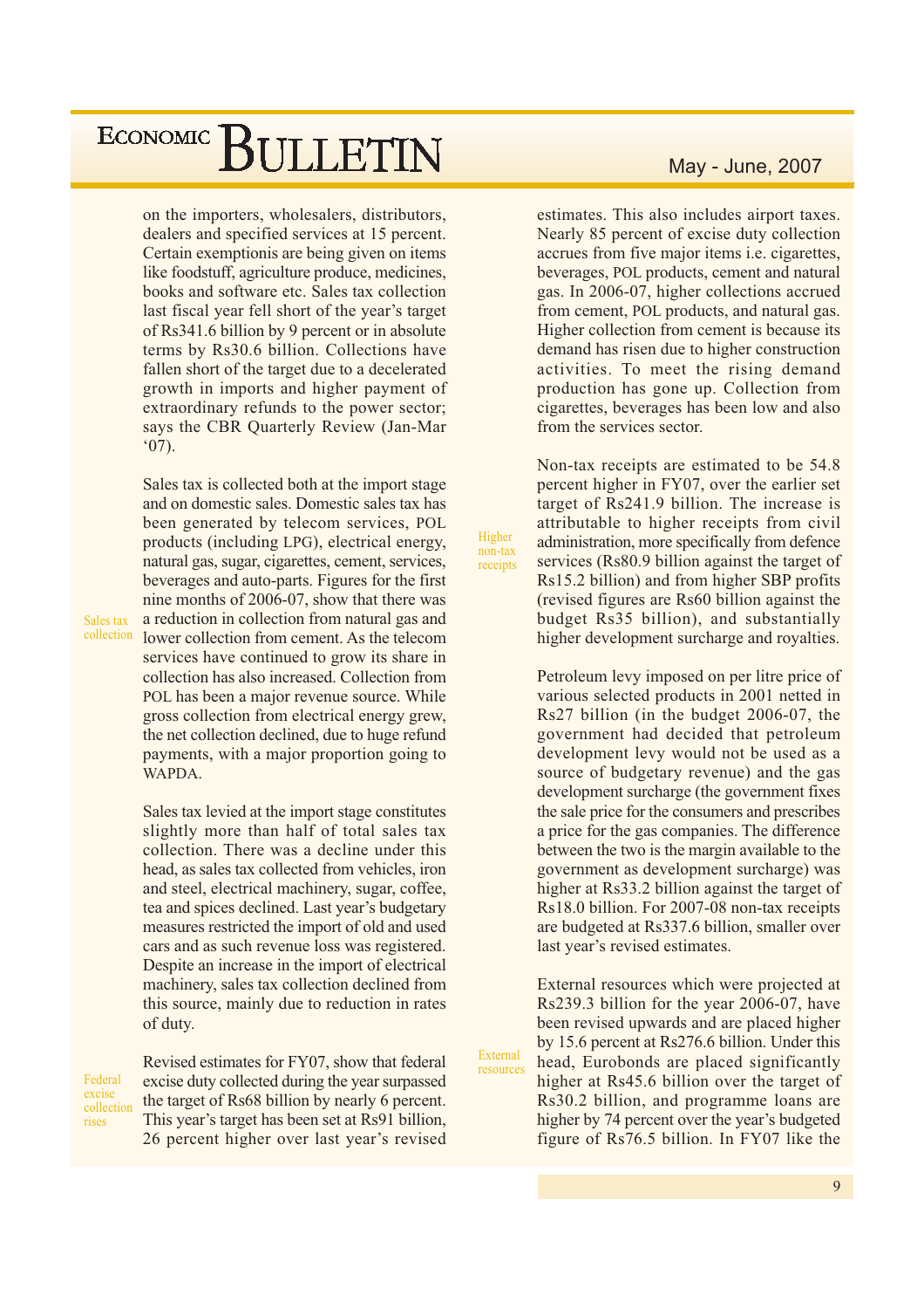on the importers, wholesalers, distributors, dealers and specified services at 15 percent. Certain exemptionis are being given on items like foodstuff, agriculture produce, medicines, books and software etc. Sales tax collection last fiscal year fell short of the year's target of Rs341.6 billion by 9 percent or in absolute terms by Rs30.6 billion. Collections have fallen short of the target due to a decelerated growth in imports and higher payment of extraordinary refunds to the power sector; says the CBR Quarterly Review (Jan-Mar '07).

*Sales tax collection*

Sales tax is collected both at the import stage and on domestic sales. Domestic sales tax has been generated by telecom services, POL products (including LPG), electrical energy, natural gas, sugar, cigarettes, cement, services, beverages and auto-parts. Figures for the first nine months of 2006-07, show that there was a reduction in collection from natural gas and lower collection from cement. As the telecom services have continued to grow its share in collection has also increased. Collection from POL has been a major revenue source. While gross collection from electrical energy grew, the net collection declined, due to huge refund payments, with a major proportion going to WAPDA.

Sales tax levied at the import stage constitutes slightly more than half of total sales tax collection. There was a decline under this head, as sales tax collected from vehicles, iron and steel, electrical machinery, sugar, coffee, tea and spices declined. Last year's budgetary measures restricted the import of old and used cars and as such revenue loss was registered. Despite an increase in the import of electrical machinery, sales tax collection declined from this source, mainly due to reduction in rates of duty.

*Federal excise collection rises*

Revised estimates for FY07, show that federal excise duty collected during the year surpassed the target of Rs68 billion by nearly 6 percent. This year's target has been set at Rs91 billion, 26 percent higher over last year's revised estimates. This also includes airport taxes. Nearly 85 percent of excise duty collection accrues from five major items i.e. cigarettes, beverages, POL products, cement and natural gas. In 2006-07, higher collections accrued from cement, POL products, and natural gas. Higher collection from cement is because its demand has risen due to higher construction activities. To meet the rising demand production has gone up. Collection from cigarettes, beverages has been low and also from the services sector.

*Higher non-tax receipts*

Non-tax receipts are estimated to be 54.8 percent higher in FY07, over the earlier set target of Rs241.9 billion. The increase is attributable to higher receipts from civil administration, more specifically from defence services (Rs80.9 billion against the target of Rs15.2 billion) and from higher SBP profits (revised figures are Rs60 billion against the budget Rs35 billion), and substantially higher development surcharge and royalties.

Petroleum levy imposed on per litre price of various selected products in 2001 netted in Rs27 billion (in the budget 2006-07, the government had decided that petroleum development levy would not be used as a source of budgetary revenue) and the gas development surcharge (the government fixes the sale price for the consumers and prescribes a price for the gas companies. The difference between the two is the margin available to the government as development surcharge) was higher at Rs33.2 billion against the target of Rs18.0 billion. For 2007-08 non-tax receipts are budgeted at Rs337.6 billion, smaller over last year's revised estimates.

*External resources*

External resources which were projected at Rs239.3 billion for the year 2006-07, have been revised upwards and are placed higher by 15.6 percent at Rs276.6 billion. Under this head, Eurobonds are placed significantly higher at Rs45.6 billion over the target of Rs30.2 billion, and programme loans are higher by 74 percent over the year's budgeted figure of Rs76.5 billion. In FY07 like the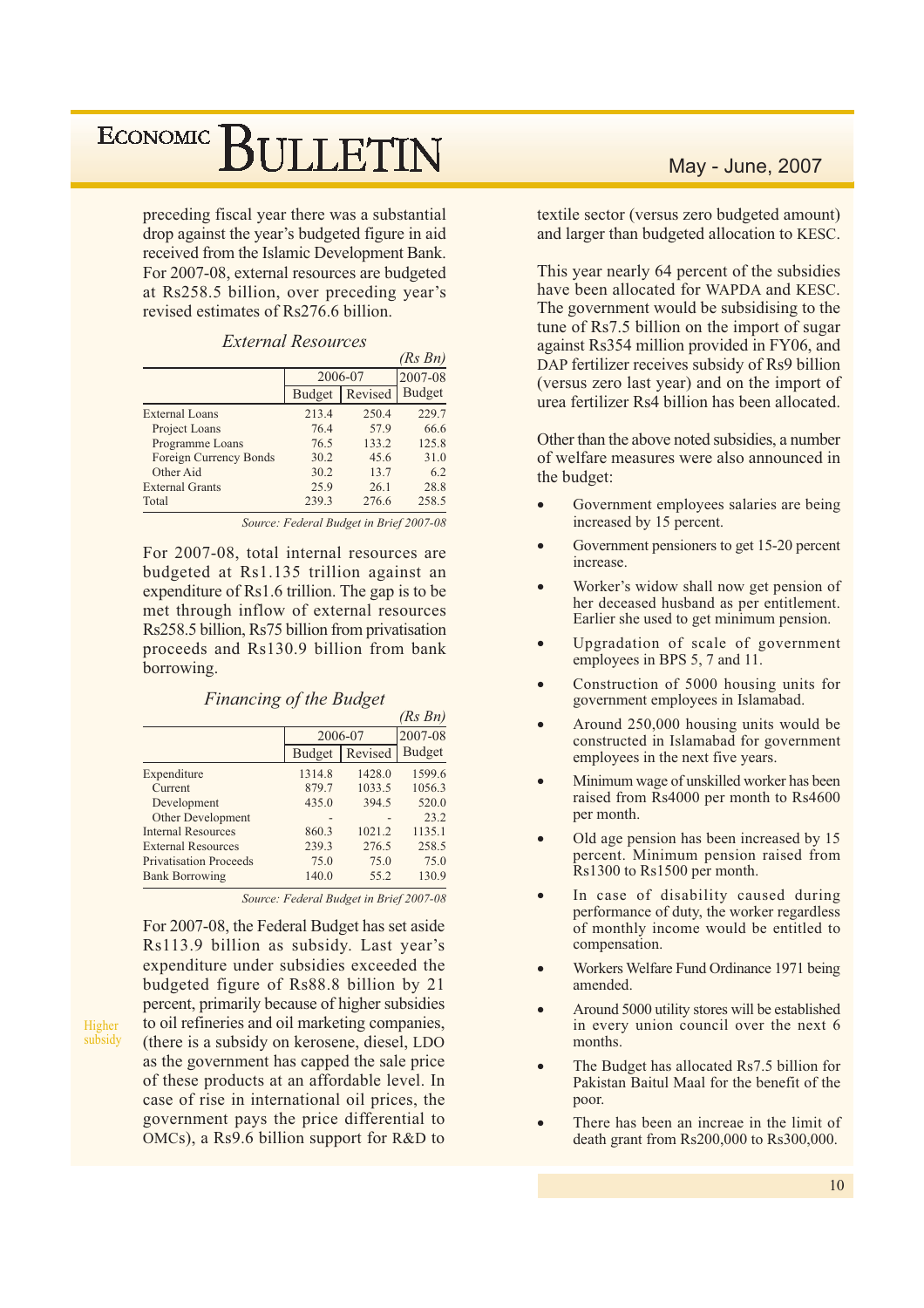preceding fiscal year there was a substantial drop against the year's budgeted figure in aid received from the Islamic Development Bank. For 2007-08, external resources are budgeted at Rs258.5 billion, over preceding year's revised estimates of Rs276.6 billion.

*External Resources*

*(Rs Bn)*

| | 2006-07 | | 2007-08 |
|---|---|---|---|
| | Budget | Revised | Budget |
| External Loans | 213.4 | 250.4 | 229.7 |
| Project Loans | 76.4 | 57.9 | 66.6 |
| Programme Loans | 76.5 | 133.2 | 125.8 |
| Foreign Currency Bonds | 30.2 | 45.6 | 31.0 |
| Other Aid | 30.2 | 13.7 | 6.2 |
| External Grants | 25.9 | 26.1 | 28.8 |
| Total | 239.3 | 276.6 | 258.5 |

*Source: Federal Budget in Brief 2007-08*

For 2007-08, total internal resources are budgeted at Rs1.135 trillion against an expenditure of Rs1.6 trillion. The gap is to be met through inflow of external resources Rs258.5 billion, Rs75 billion from privatisation proceeds and Rs130.9 billion from bank borrowing.

*Financing of the Budget*

*(Rs Bn)*

| | 2006-07 | | 2007-08 |
|---|---|---|---|
| | Budget | Revised | Budget |
| Expenditure | 1314.8 | 1428.0 | 1599.6 |
| Current | 879.7 | 1033.5 | 1056.3 |
| Development | 435.0 | 394.5 | 520.0 |
| Other Development | - | - | 23.2 |
| Internal Resources | 860.3 | 1021.2 | 1135.1 |
| External Resources | 239.3 | 276.5 | 258.5 |
| Privatisation Proceeds | 75.0 | 75.0 | 75.0 |
| Bank Borrowing | 140.0 | 55.2 | 130.9 |

*Source: Federal Budget in Brief 2007-08*

Higher subsidy

For 2007-08, the Federal Budget has set aside Rs113.9 billion as subsidy. Last year's expenditure under subsidies exceeded the budgeted figure of Rs88.8 billion by 21 percent, primarily because of higher subsidies to oil refineries and oil marketing companies, (there is a subsidy on kerosene, diesel, LDO as the government has capped the sale price of these products at an affordable level. In case of rise in international oil prices, the government pays the price differential to OMCs), a Rs9.6 billion support for R&D to textile sector (versus zero budgeted amount) and larger than budgeted allocation to KESC.

This year nearly 64 percent of the subsidies have been allocated for WAPDA and KESC. The government would be subsidising to the tune of Rs7.5 billion on the import of sugar against Rs354 million provided in FY06, and DAP fertilizer receives subsidy of Rs9 billion (versus zero last year) and on the import of urea fertilizer Rs4 billion has been allocated.

Other than the above noted subsidies, a number of welfare measures were also announced in the budget:

- Government employees salaries are being increased by 15 percent.
- Government pensioners to get 15-20 percent increase.
- Worker's widow shall now get pension of her deceased husband as per entitlement. Earlier she used to get minimum pension.
- Upgradation of scale of government employees in BPS 5, 7 and 11.
- Construction of 5000 housing units for government employees in Islamabad.
- Around 250,000 housing units would be constructed in Islamabad for government employees in the next five years.
- Minimum wage of unskilled worker has been raised from Rs4000 per month to Rs4600 per month.
- Old age pension has been increased by 15 percent. Minimum pension raised from Rs1300 to Rs1500 per month.
- In case of disability caused during performance of duty, the worker regardless of monthly income would be entitled to compensation.
- Workers Welfare Fund Ordinance 1971 being amended.
- Around 5000 utility stores will be established in every union council over the next 6 months.
- The Budget has allocated Rs7.5 billion for Pakistan Baitul Maal for the benefit of the poor.
- There has been an increae in the limit of death grant from Rs200,000 to Rs300,000.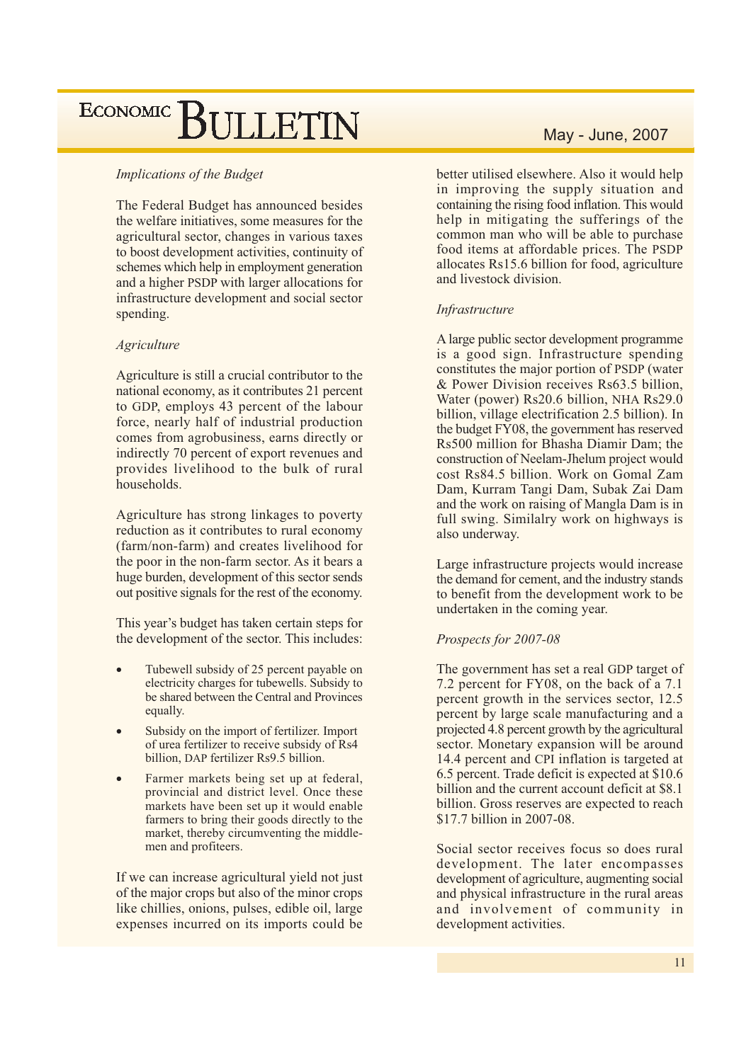*Implications of the Budget*

The Federal Budget has announced besides the welfare initiatives, some measures for the agricultural sector, changes in various taxes to boost development activities, continuity of schemes which help in employment generation and a higher PSDP with larger allocations for infrastructure development and social sector spending.

*Agriculture*

Agriculture is still a crucial contributor to the national economy, as it contributes 21 percent to GDP, employs 43 percent of the labour force, nearly half of industrial production comes from agrobusiness, earns directly or indirectly 70 percent of export revenues and provides livelihood to the bulk of rural households.

Agriculture has strong linkages to poverty reduction as it contributes to rural economy (farm/non-farm) and creates livelihood for the poor in the non-farm sector. As it bears a huge burden, development of this sector sends out positive signals for the rest of the economy.

This year's budget has taken certain steps for the development of the sector. This includes:

- Tubewell subsidy of 25 percent payable on electricity charges for tubewells. Subsidy to be shared between the Central and Provinces equally.
- Subsidy on the import of fertilizer. Import of urea fertilizer to receive subsidy of Rs4 billion, DAP fertilizer Rs9.5 billion.
- Farmer markets being set up at federal, provincial and district level. Once these markets have been set up it would enable farmers to bring their goods directly to the market, thereby circumventing the middle-men and profiteers.

If we can increase agricultural yield not just of the major crops but also of the minor crops like chillies, onions, pulses, edible oil, large expenses incurred on its imports could be better utilised elsewhere. Also it would help in improving the supply situation and containing the rising food inflation. This would help in mitigating the sufferings of the common man who will be able to purchase food items at affordable prices. The PSDP allocates Rs15.6 billion for food, agriculture and livestock division.

*Infrastructure*

A large public sector development programme is a good sign. Infrastructure spending constitutes the major portion of PSDP (water & Power Division receives Rs63.5 billion, Water (power) Rs20.6 billion, NHA Rs29.0 billion, village electrification 2.5 billion). In the budget FY08, the government has reserved Rs500 million for Bhasha Diamir Dam; the construction of Neelam-Jhelum project would cost Rs84.5 billion. Work on Gomal Zam Dam, Kurram Tangi Dam, Subak Zai Dam and the work on raising of Mangla Dam is in full swing. Similalry work on highways is also underway.

Large infrastructure projects would increase the demand for cement, and the industry stands to benefit from the development work to be undertaken in the coming year.

*Prospects for 2007-08*

The government has set a real GDP target of 7.2 percent for FY08, on the back of a 7.1 percent growth in the services sector, 12.5 percent by large scale manufacturing and a projected 4.8 percent growth by the agricultural sector. Monetary expansion will be around 14.4 percent and CPI inflation is targeted at 6.5 percent. Trade deficit is expected at $10.6 billion and the current account deficit at $8.1 billion. Gross reserves are expected to reach $17.7 billion in 2007-08.

Social sector receives focus so does rural development. The later encompasses development of agriculture, augmenting social and physical infrastructure in the rural areas and involvement of community in development activities.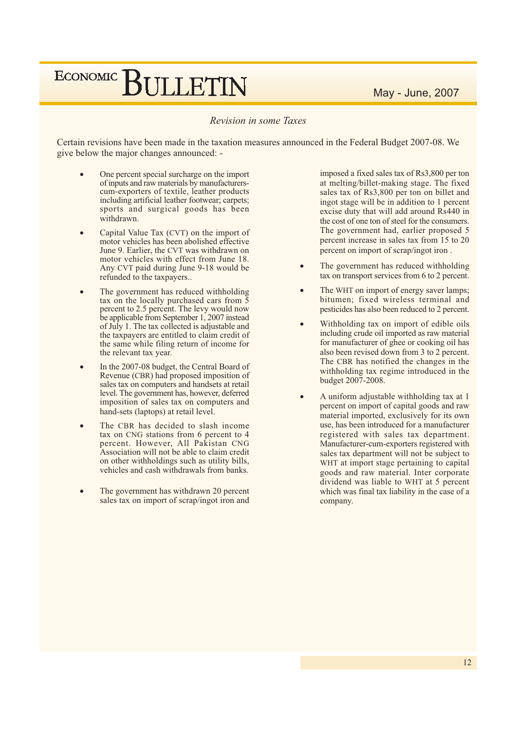## Revision in some Taxes

Certain revisions have been made in the taxation measures announced in the Federal Budget 2007-08. We give below the major changes announced: -

- One percent special surcharge on the import of inputs and raw materials by manufacturers-cum-exporters of textile, leather products including artificial leather footwear; carpets; sports and surgical goods has been withdrawn.

- Capital Value Tax (CVT) on the import of motor vehicles has been abolished effective June 9. Earlier, the CVT was withdrawn on motor vehicles with effect from June 18. Any CVT paid during June 9-18 would be refunded to the taxpayers..

- The government has reduced withholding tax on the locally purchased cars from 5 percent to 2.5 percent. The levy would now be applicable from September 1, 2007 instead of July 1. The tax collected is adjustable and the taxpayers are entitled to claim credit of the same while filing return of income for the relevant tax year.

- In the 2007-08 budget, the Central Board of Revenue (CBR) had proposed imposition of sales tax on computers and handsets at retail level. The government has, however, deferred imposition of sales tax on computers and hand-sets (laptops) at retail level.

- The CBR has decided to slash income tax on CNG stations from 6 percent to 4 percent. However, All Pakistan CNG Association will not be able to claim credit on other withholdings such as utility bills, vehicles and cash withdrawals from banks.

- The government has withdrawn 20 percent sales tax on import of scrap/ingot iron and imposed a fixed sales tax of Rs3,800 per ton at melting/billet-making stage. The fixed sales tax of Rs3,800 per ton on billet and ingot stage will be in addition to 1 percent excise duty that will add around Rs440 in the cost of one ton of steel for the consumers. The government had, earlier proposed 5 percent increase in sales tax from 15 to 20 percent on import of scrap/ingot iron .

- The government has reduced withholding tax on transport services from 6 to 2 percent.

- The WHT on import of energy saver lamps; bitumen; fixed wireless terminal and pesticides has also been reduced to 2 percent.

- Withholding tax on import of edible oils including crude oil imported as raw material for manufacturer of ghee or cooking oil has also been revised down from 3 to 2 percent. The CBR has notified the changes in the withholding tax regime introduced in the budget 2007-2008.

- A uniform adjustable withholding tax at 1 percent on import of capital goods and raw material imported, exclusively for its own use, has been introduced for a manufacturer registered with sales tax department. Manufacturer-cum-exporters registered with sales tax department will not be subject to WHT at import stage pertaining to capital goods and raw material. Inter corporate dividend was liable to WHT at 5 percent which was final tax liability in the case of a company.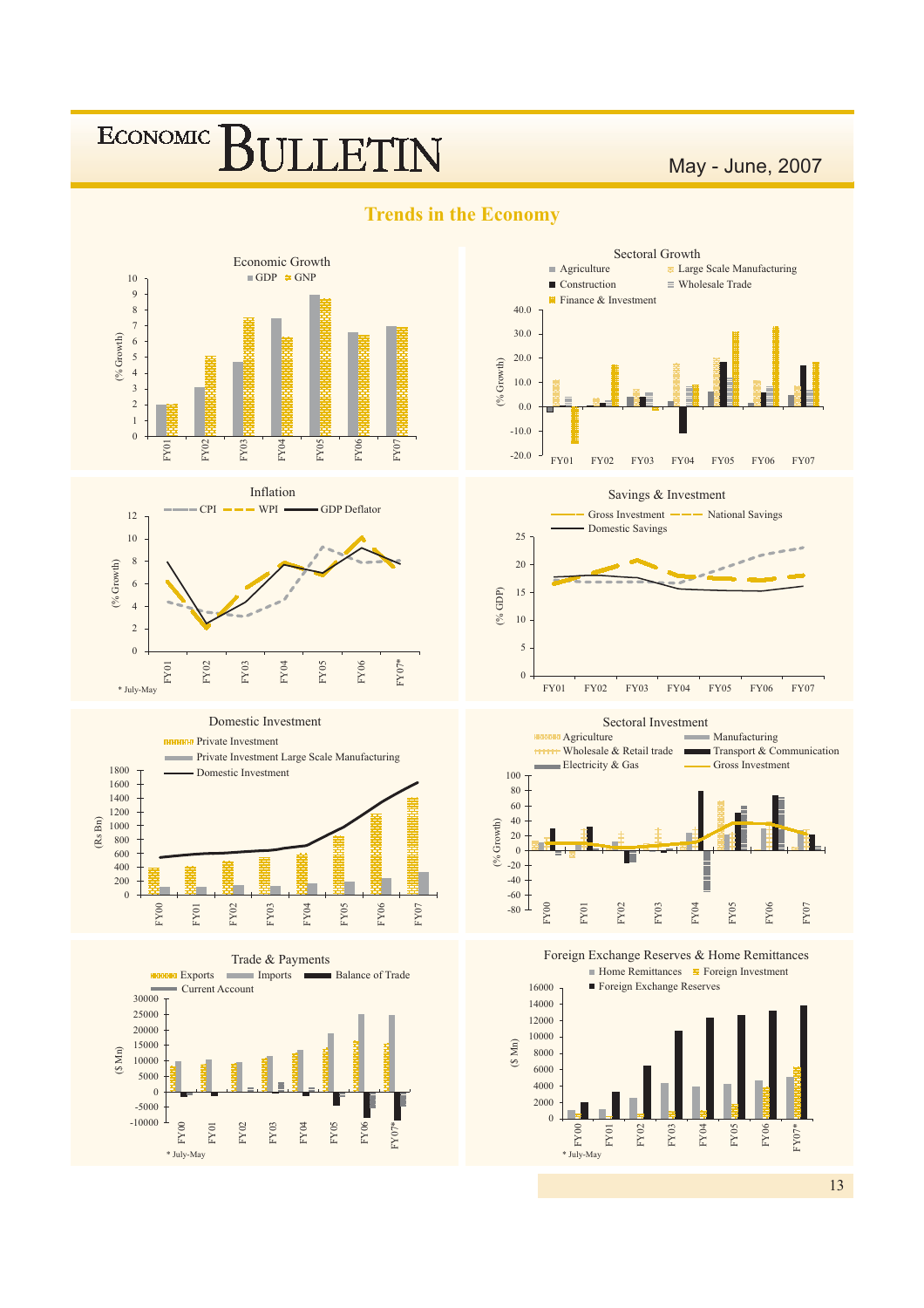# Trends in the Economy

Economic Growth

Sectoral Growth

Inflation

* July-May

Savings & Investment

Domestic Investment

Sectoral Investment

Trade & Payments

* July-May

Foreign Exchange Reserves & Home Remittances

* July-May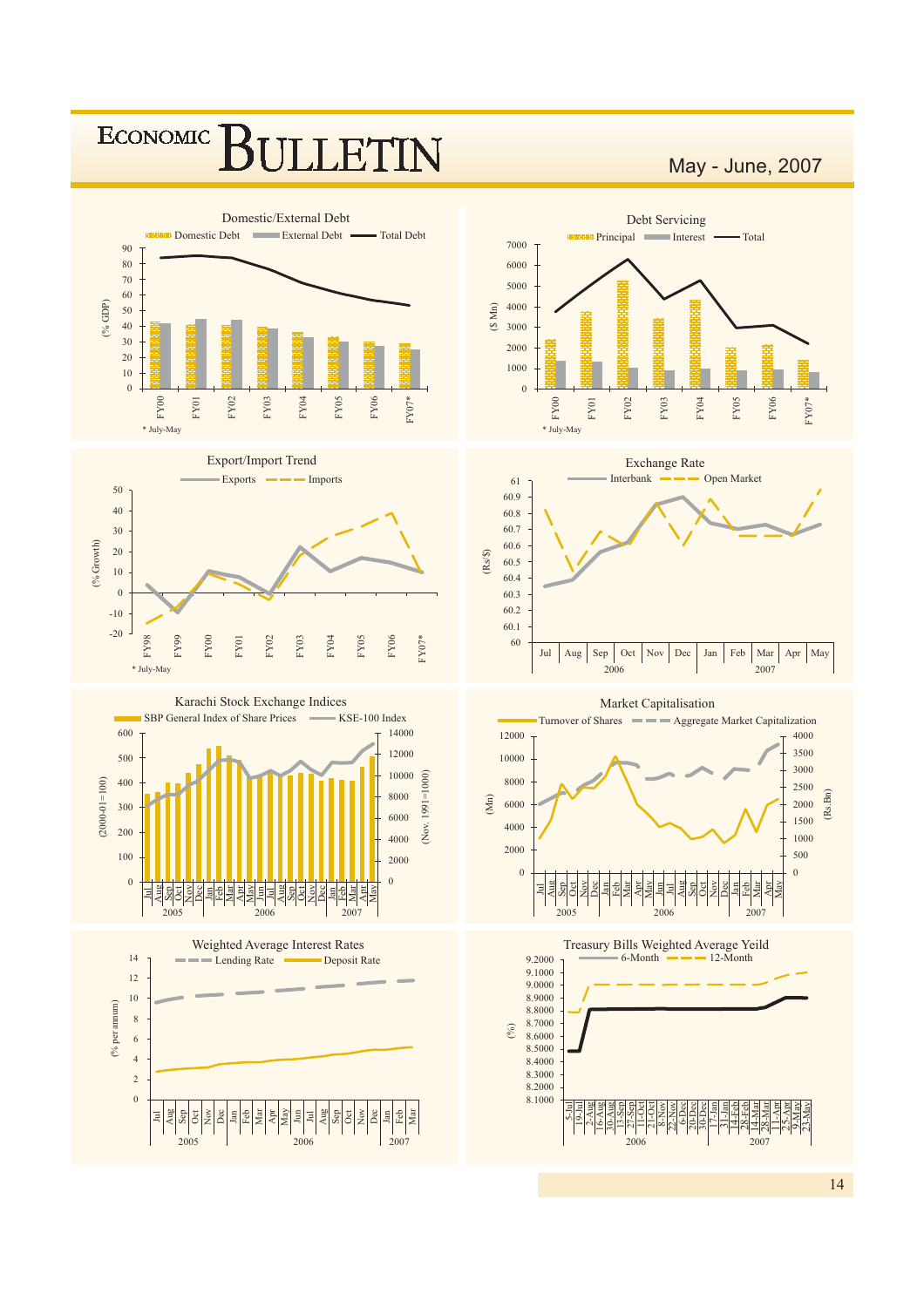### Domestic/External Debt

Domestic Debt | External Debt | Total Debt

(% GDP)

FY00 FY01 FY02 FY03 FY04 FY05 FY06 FY07*

* July-May

### Debt Servicing

Principal | Interest | Total

($ Mn)

FY00 FY01 FY02 FY03 FY04 FY05 FY06 FY07*

* July-May

### Export/Import Trend

Exports | Imports

(% Growth)

FY98 FY99 FY00 FY01 FY02 FY03 FY04 FY05 FY06 FY07*

* July-May

### Exchange Rate

Interbank | Open Market

(Rs/$)

Jul Aug Sep Oct Nov Dec (2006) Jan Feb Mar Apr May (2007)

### Karachi Stock Exchange Indices

SBP General Index of Share Prices | KSE-100 Index

(2000-01=100) | (Nov. 1991=1000)

Jul 2005 – May 2007

### Market Capitalisation

Turnover of Shares | Aggregate Market Capitalization

(Mn) | (Rs Bn)

Jul 2005 – May 2007

### Weighted Average Interest Rates

Lending Rate | Deposit Rate

(% per annum)

Jul 2005 – Mar 2007

### Treasury Bills Weighted Average Yeild

6-Month | 12-Month

(%)

5-Jul 2006 – 23-May 2007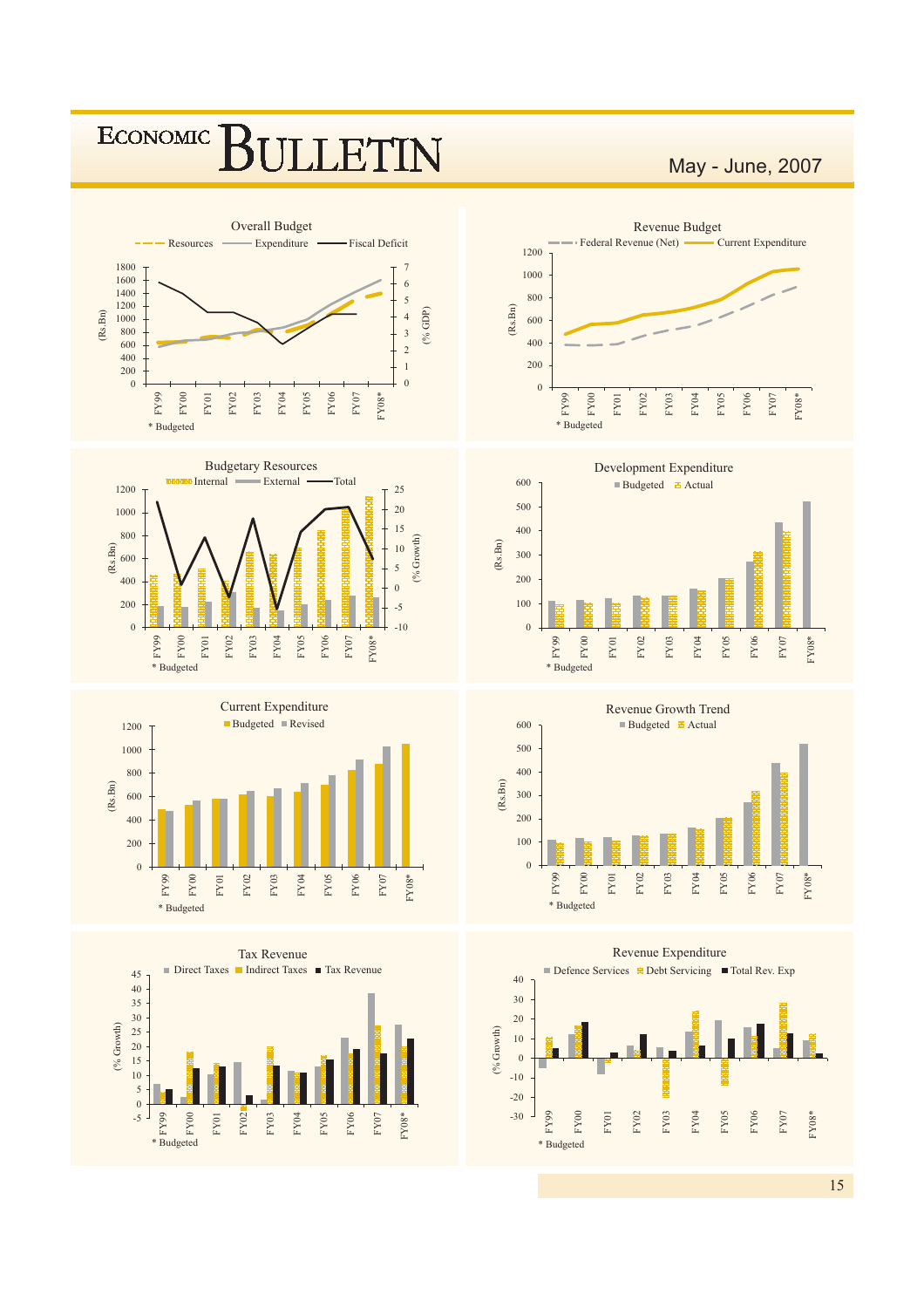### Overall Budget

Resources — Expenditure — Fiscal Deficit

(Rs.Bn) 0–1800; (% GDP) 0–7

FY99 FY00 FY01 FY02 FY03 FY04 FY05 FY06 FY07 FY08*

\* Budgeted

### Revenue Budget

Federal Revenue (Net) — Current Expenditure

(Rs.Bn) 0–1200

FY99 FY00 FY01 FY02 FY03 FY04 FY05 FY06 FY07 FY08*

\* Budgeted

### Budgetary Resources

Internal — External — Total

(Rs.Bn) 0–1200; (% Growth) -10–25

FY99 FY00 FY01 FY02 FY03 FY04 FY05 FY06 FY07 FY08*

\* Budgeted

### Development Expenditure

Budgeted — Actual

(Rs.Bn) 0–600

FY99 FY00 FY01 FY02 FY03 FY04 FY05 FY06 FY07 FY08*

\* Budgeted

### Current Expenditure

Budgeted — Revised

(Rs.Bn) 0–1200

FY99 FY00 FY01 FY02 FY03 FY04 FY05 FY06 FY07 FY08*

\* Budgeted

### Revenue Growth Trend

Budgeted — Actual

(Rs.Bn) 0–600

FY99 FY00 FY01 FY02 FY03 FY04 FY05 FY06 FY07 FY08*

\* Budgeted

### Tax Revenue

Direct Taxes — Indirect Taxes — Tax Revenue

(% Growth) -5–45

FY99 FY00 FY01 FY02 FY03 FY04 FY05 FY06 FY07 FY08*

\* Budgeted

### Revenue Expenditure

Defence Services — Debt Servicing — Total Rev. Exp

(% Growth) -30–40

FY99 FY00 FY01 FY02 FY03 FY04 FY05 FY06 FY07 FY08*

\* Budgeted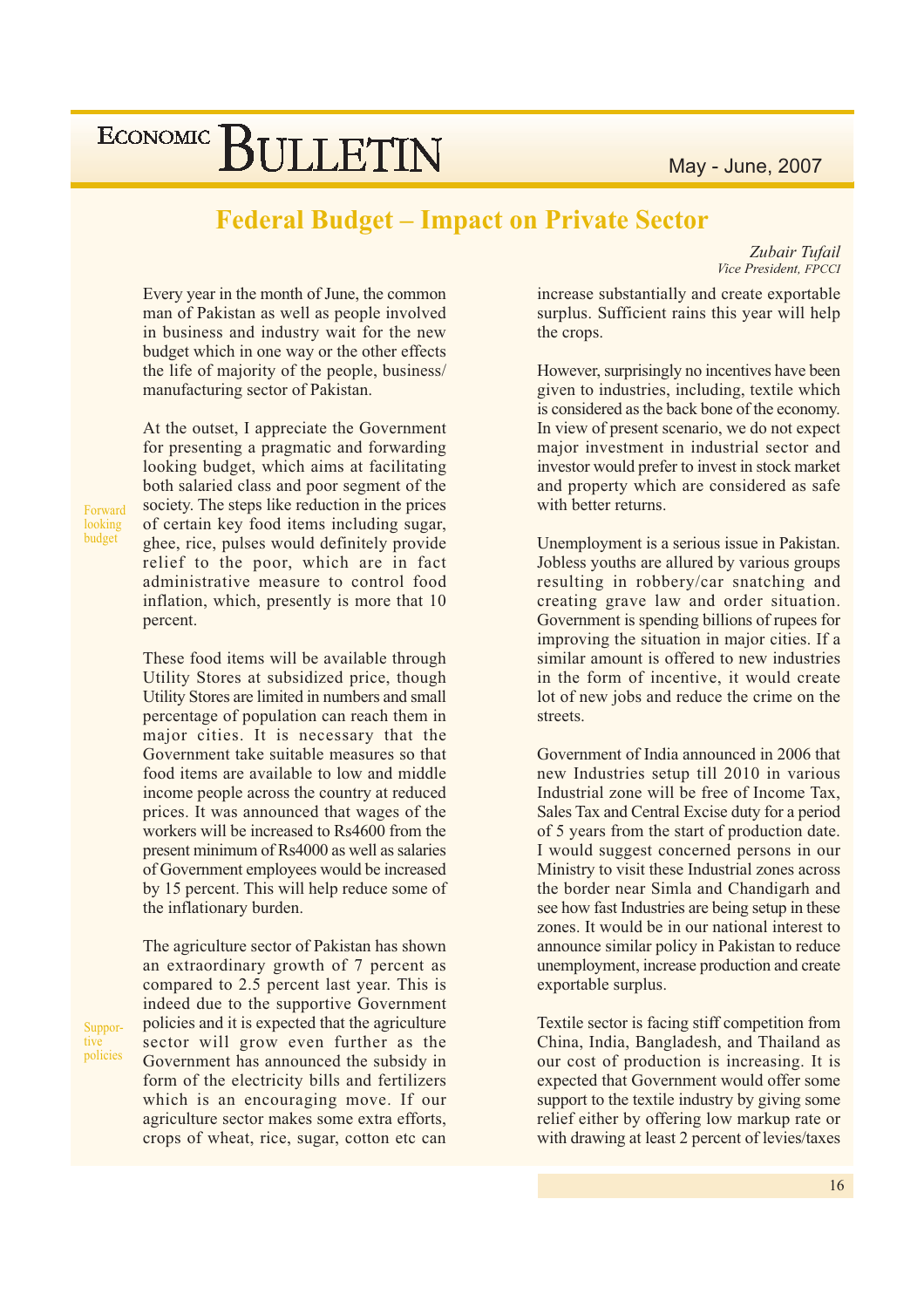# Federal Budget – Impact on Private Sector

*Zubair Tufail*
*Vice President, FPCCI*

Every year in the month of June, the common man of Pakistan as well as people involved in business and industry wait for the new budget which in one way or the other effects the life of majority of the people, business/ manufacturing sector of Pakistan.

Forward looking budget

At the outset, I appreciate the Government for presenting a pragmatic and forwarding looking budget, which aims at facilitating both salaried class and poor segment of the society. The steps like reduction in the prices of certain key food items including sugar, ghee, rice, pulses would definitely provide relief to the poor, which are in fact administrative measure to control food inflation, which, presently is more that 10 percent.

These food items will be available through Utility Stores at subsidized price, though Utility Stores are limited in numbers and small percentage of population can reach them in major cities. It is necessary that the Government take suitable measures so that food items are available to low and middle income people across the country at reduced prices. It was announced that wages of the workers will be increased to Rs4600 from the present minimum of Rs4000 as well as salaries of Government employees would be increased by 15 percent. This will help reduce some of the inflationary burden.

Suppor-tive policies

The agriculture sector of Pakistan has shown an extraordinary growth of 7 percent as compared to 2.5 percent last year. This is indeed due to the supportive Government policies and it is expected that the agriculture sector will grow even further as the Government has announced the subsidy in form of the electricity bills and fertilizers which is an encouraging move. If our agriculture sector makes some extra efforts, crops of wheat, rice, sugar, cotton etc can increase substantially and create exportable surplus. Sufficient rains this year will help the crops.

However, surprisingly no incentives have been given to industries, including, textile which is considered as the back bone of the economy. In view of present scenario, we do not expect major investment in industrial sector and investor would prefer to invest in stock market and property which are considered as safe with better returns.

Unemployment is a serious issue in Pakistan. Jobless youths are allured by various groups resulting in robbery/car snatching and creating grave law and order situation. Government is spending billions of rupees for improving the situation in major cities. If a similar amount is offered to new industries in the form of incentive, it would create lot of new jobs and reduce the crime on the streets.

Government of India announced in 2006 that new Industries setup till 2010 in various Industrial zone will be free of Income Tax, Sales Tax and Central Excise duty for a period of 5 years from the start of production date. I would suggest concerned persons in our Ministry to visit these Industrial zones across the border near Simla and Chandigarh and see how fast Industries are being setup in these zones. It would be in our national interest to announce similar policy in Pakistan to reduce unemployment, increase production and create exportable surplus.

Textile sector is facing stiff competition from China, India, Bangladesh, and Thailand as our cost of production is increasing. It is expected that Government would offer some support to the textile industry by giving some relief either by offering low markup rate or with drawing at least 2 percent of levies/taxes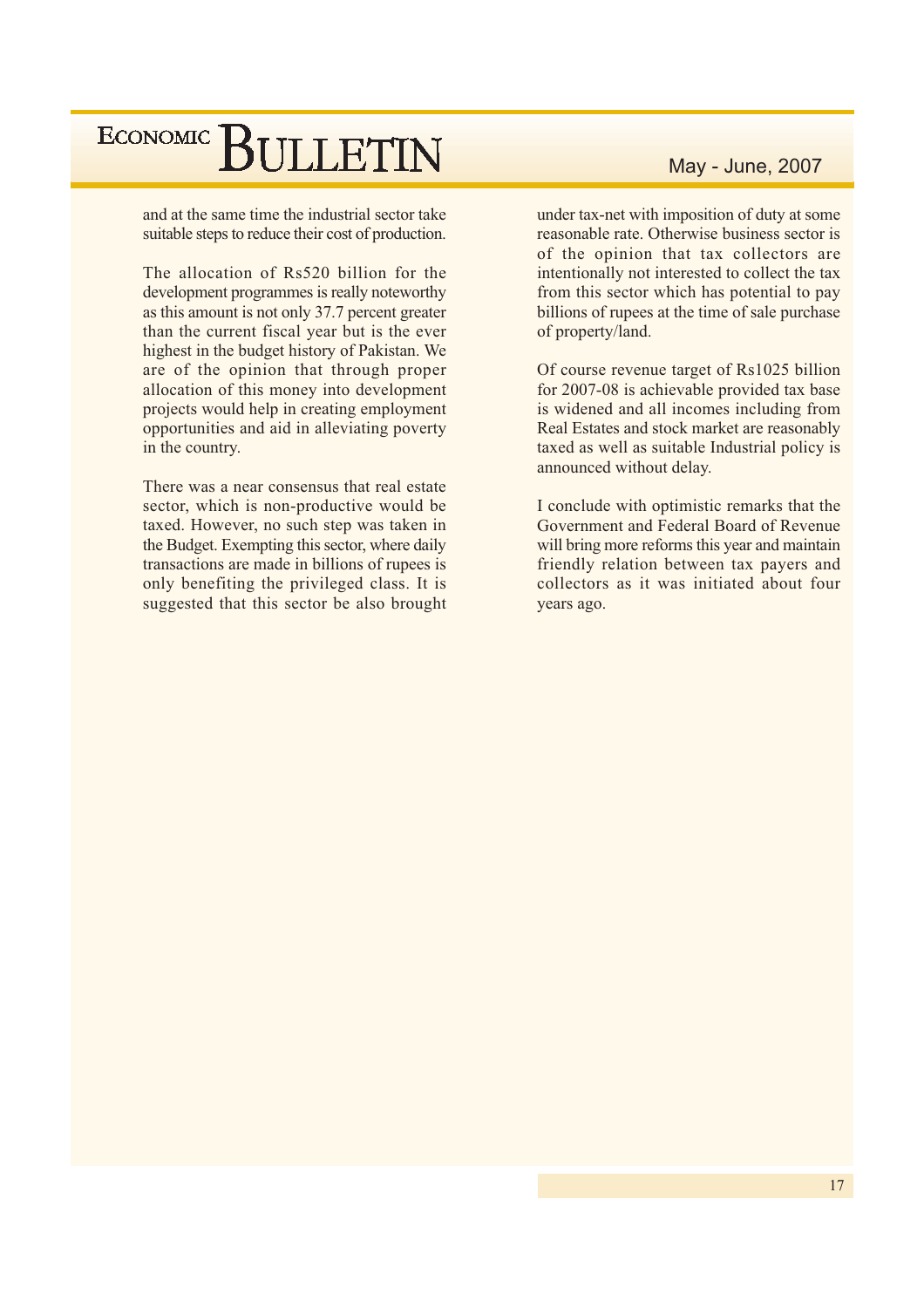and at the same time the industrial sector take suitable steps to reduce their cost of production.

The allocation of Rs520 billion for the development programmes is really noteworthy as this amount is not only 37.7 percent greater than the current fiscal year but is the ever highest in the budget history of Pakistan. We are of the opinion that through proper allocation of this money into development projects would help in creating employment opportunities and aid in alleviating poverty in the country.

There was a near consensus that real estate sector, which is non-productive would be taxed. However, no such step was taken in the Budget. Exempting this sector, where daily transactions are made in billions of rupees is only benefiting the privileged class. It is suggested that this sector be also brought under tax-net with imposition of duty at some reasonable rate. Otherwise business sector is of the opinion that tax collectors are intentionally not interested to collect the tax from this sector which has potential to pay billions of rupees at the time of sale purchase of property/land.

Of course revenue target of Rs1025 billion for 2007-08 is achievable provided tax base is widened and all incomes including from Real Estates and stock market are reasonably taxed as well as suitable Industrial policy is announced without delay.

I conclude with optimistic remarks that the Government and Federal Board of Revenue will bring more reforms this year and maintain friendly relation between tax payers and collectors as it was initiated about four years ago.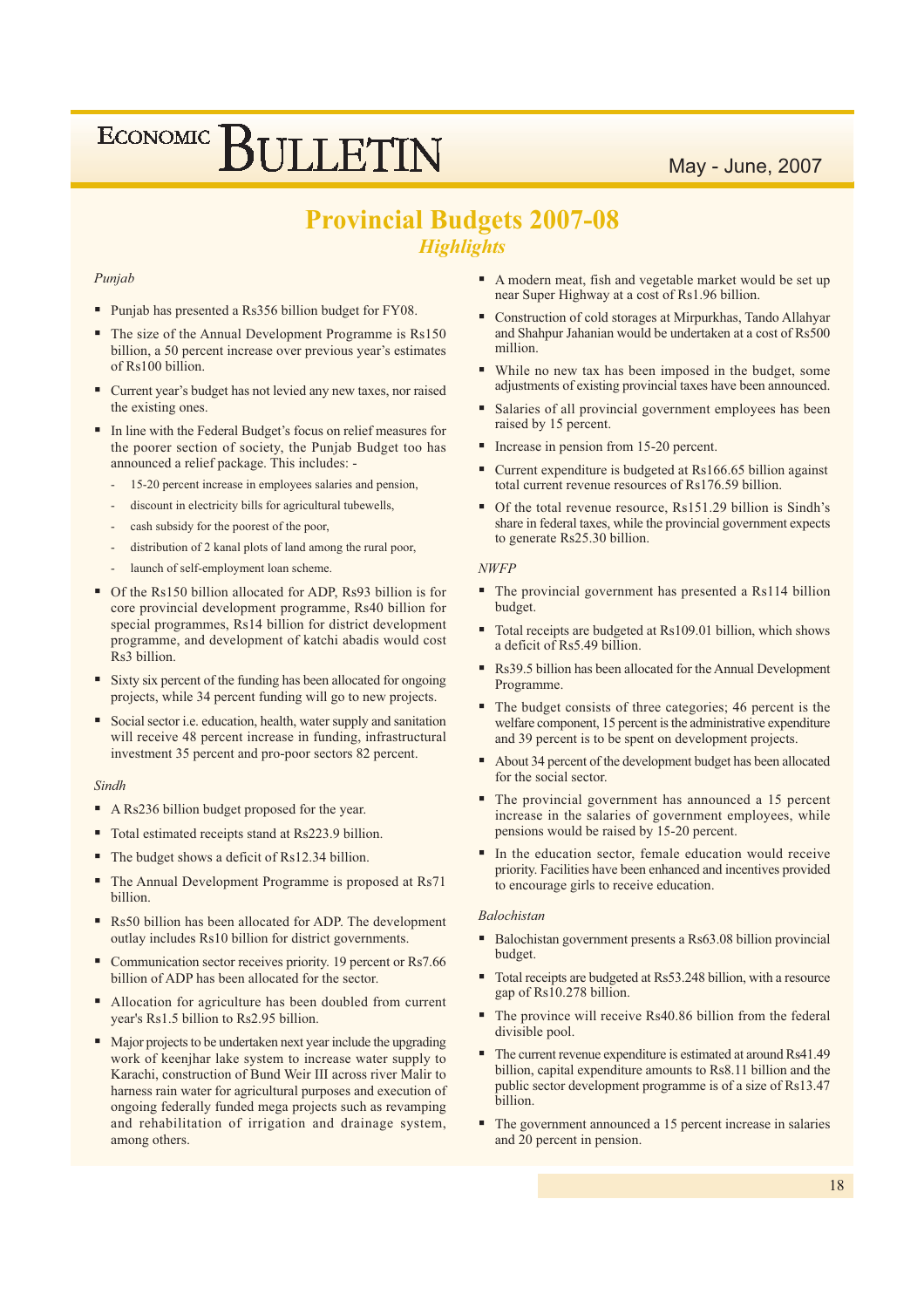# Provincial Budgets 2007-08

## *Highlights*

*Punjab*

- Punjab has presented a Rs356 billion budget for FY08.
- The size of the Annual Development Programme is Rs150 billion, a 50 percent increase over previous year's estimates of Rs100 billion.
- Current year's budget has not levied any new taxes, nor raised the existing ones.
- In line with the Federal Budget's focus on relief measures for the poorer section of society, the Punjab Budget too has announced a relief package. This includes: -
  - 15-20 percent increase in employees salaries and pension,
  - discount in electricity bills for agricultural tubewells,
  - cash subsidy for the poorest of the poor,
  - distribution of 2 kanal plots of land among the rural poor,
  - launch of self-employment loan scheme.
- Of the Rs150 billion allocated for ADP, Rs93 billion is for core provincial development programme, Rs40 billion for special programmes, Rs14 billion for district development programme, and development of katchi abadis would cost Rs3 billion.
- Sixty six percent of the funding has been allocated for ongoing projects, while 34 percent funding will go to new projects.
- Social sector i.e. education, health, water supply and sanitation will receive 48 percent increase in funding, infrastructural investment 35 percent and pro-poor sectors 82 percent.

*Sindh*

- A Rs236 billion budget proposed for the year.
- Total estimated receipts stand at Rs223.9 billion.
- The budget shows a deficit of Rs12.34 billion.
- The Annual Development Programme is proposed at Rs71 billion.
- Rs50 billion has been allocated for ADP. The development outlay includes Rs10 billion for district governments.
- Communication sector receives priority. 19 percent or Rs7.66 billion of ADP has been allocated for the sector.
- Allocation for agriculture has been doubled from current year's Rs1.5 billion to Rs2.95 billion.
- Major projects to be undertaken next year include the upgrading work of keenjhar lake system to increase water supply to Karachi, construction of Bund Weir III across river Malir to harness rain water for agricultural purposes and execution of ongoing federally funded mega projects such as revamping and rehabilitation of irrigation and drainage system, among others.
- A modern meat, fish and vegetable market would be set up near Super Highway at a cost of Rs1.96 billion.
- Construction of cold storages at Mirpurkhas, Tando Allahyar and Shahpur Jahanian would be undertaken at a cost of Rs500 million.
- While no new tax has been imposed in the budget, some adjustments of existing provincial taxes have been announced.
- Salaries of all provincial government employees has been raised by 15 percent.
- Increase in pension from 15-20 percent.
- Current expenditure is budgeted at Rs166.65 billion against total current revenue resources of Rs176.59 billion.
- Of the total revenue resource, Rs151.29 billion is Sindh's share in federal taxes, while the provincial government expects to generate Rs25.30 billion.

*NWFP*

- The provincial government has presented a Rs114 billion budget.
- Total receipts are budgeted at Rs109.01 billion, which shows a deficit of Rs5.49 billion.
- Rs39.5 billion has been allocated for the Annual Development Programme.
- The budget consists of three categories; 46 percent is the welfare component, 15 percent is the administrative expenditure and 39 percent is to be spent on development projects.
- About 34 percent of the development budget has been allocated for the social sector.
- The provincial government has announced a 15 percent increase in the salaries of government employees, while pensions would be raised by 15-20 percent.
- In the education sector, female education would receive priority. Facilities have been enhanced and incentives provided to encourage girls to receive education.

*Balochistan*

- Balochistan government presents a Rs63.08 billion provincial budget.
- Total receipts are budgeted at Rs53.248 billion, with a resource gap of Rs10.278 billion.
- The province will receive Rs40.86 billion from the federal divisible pool.
- The current revenue expenditure is estimated at around Rs41.49 billion, capital expenditure amounts to Rs8.11 billion and the public sector development programme is of a size of Rs13.47 billion.
- The government announced a 15 percent increase in salaries and 20 percent in pension.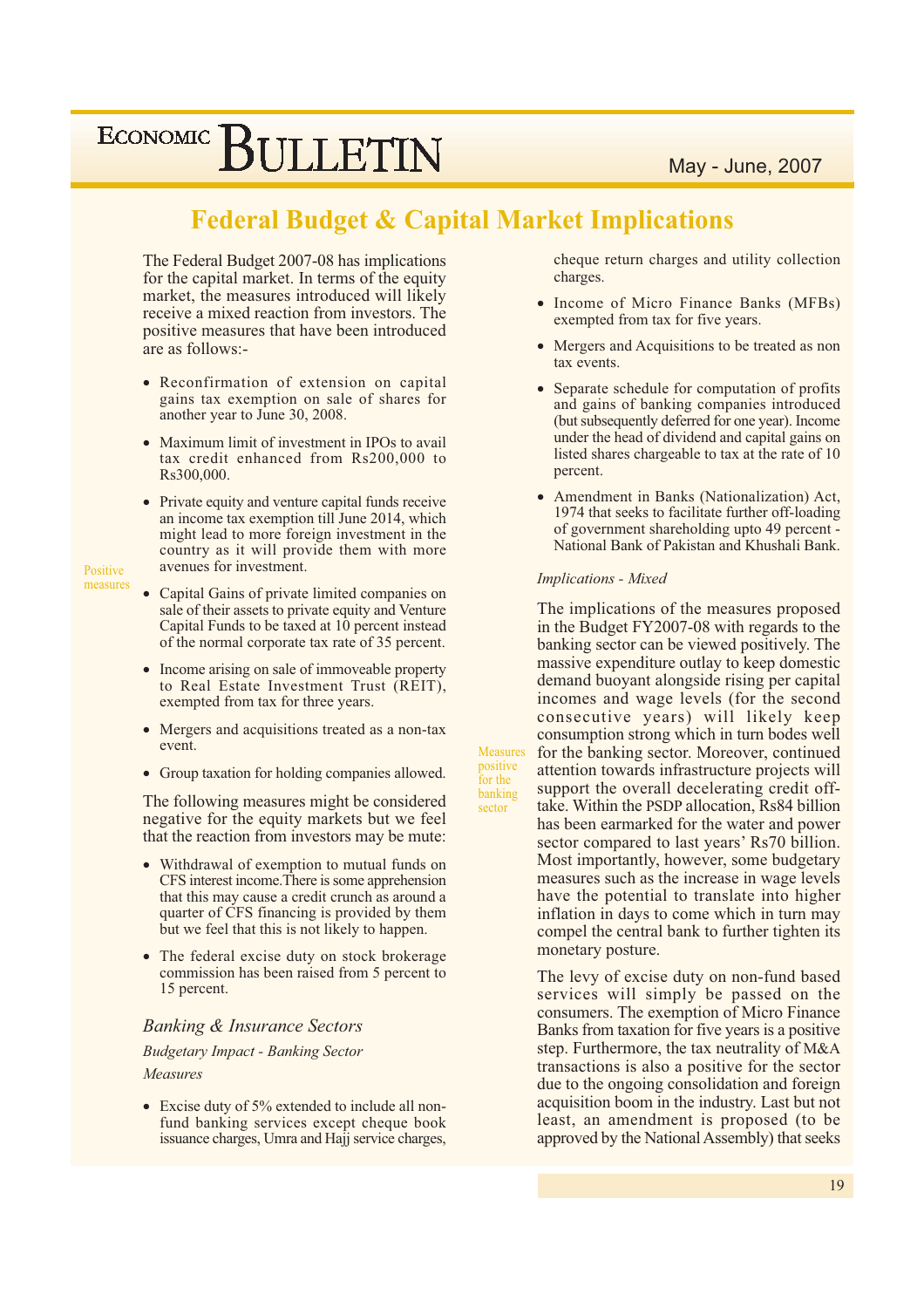# Federal Budget & Capital Market Implications

The Federal Budget 2007-08 has implications for the capital market. In terms of the equity market, the measures introduced will likely receive a mixed reaction from investors. The positive measures that have been introduced are as follows:-

Positive measures

- Reconfirmation of extension on capital gains tax exemption on sale of shares for another year to June 30, 2008.
- Maximum limit of investment in IPOs to avail tax credit enhanced from Rs200,000 to Rs300,000.
- Private equity and venture capital funds receive an income tax exemption till June 2014, which might lead to more foreign investment in the country as it will provide them with more avenues for investment.
- Capital Gains of private limited companies on sale of their assets to private equity and Venture Capital Funds to be taxed at 10 percent instead of the normal corporate tax rate of 35 percent.
- Income arising on sale of immoveable property to Real Estate Investment Trust (REIT), exempted from tax for three years.
- Mergers and acquisitions treated as a non-tax event.
- Group taxation for holding companies allowed.

The following measures might be considered negative for the equity markets but we feel that the reaction from investors may be mute:

- Withdrawal of exemption to mutual funds on CFS interest income. There is some apprehension that this may cause a credit crunch as around a quarter of CFS financing is provided by them but we feel that this is not likely to happen.
- The federal excise duty on stock brokerage commission has been raised from 5 percent to 15 percent.

## Banking & Insurance Sectors

*Budgetary Impact - Banking Sector*

*Measures*

- Excise duty of 5% extended to include all non-fund banking services except cheque book issuance charges, Umra and Hajj service charges, cheque return charges and utility collection charges.
- Income of Micro Finance Banks (MFBs) exempted from tax for five years.
- Mergers and Acquisitions to be treated as non tax events.
- Separate schedule for computation of profits and gains of banking companies introduced (but subsequently deferred for one year). Income under the head of dividend and capital gains on listed shares chargeable to tax at the rate of 10 percent.
- Amendment in Banks (Nationalization) Act, 1974 that seeks to facilitate further off-loading of government shareholding upto 49 percent - National Bank of Pakistan and Khushali Bank.

*Implications - Mixed*

Measures positive for the banking sector

The implications of the measures proposed in the Budget FY2007-08 with regards to the banking sector can be viewed positively. The massive expenditure outlay to keep domestic demand buoyant alongside rising per capital incomes and wage levels (for the second consecutive years) will likely keep consumption strong which in turn bodes well for the banking sector. Moreover, continued attention towards infrastructure projects will support the overall decelerating credit off-take. Within the PSDP allocation, Rs84 billion has been earmarked for the water and power sector compared to last years' Rs70 billion. Most importantly, however, some budgetary measures such as the increase in wage levels have the potential to translate into higher inflation in days to come which in turn may compel the central bank to further tighten its monetary posture.

The levy of excise duty on non-fund based services will simply be passed on the consumers. The exemption of Micro Finance Banks from taxation for five years is a positive step. Furthermore, the tax neutrality of M&A transactions is also a positive for the sector due to the ongoing consolidation and foreign acquisition boom in the industry. Last but not least, an amendment is proposed (to be approved by the National Assembly) that seeks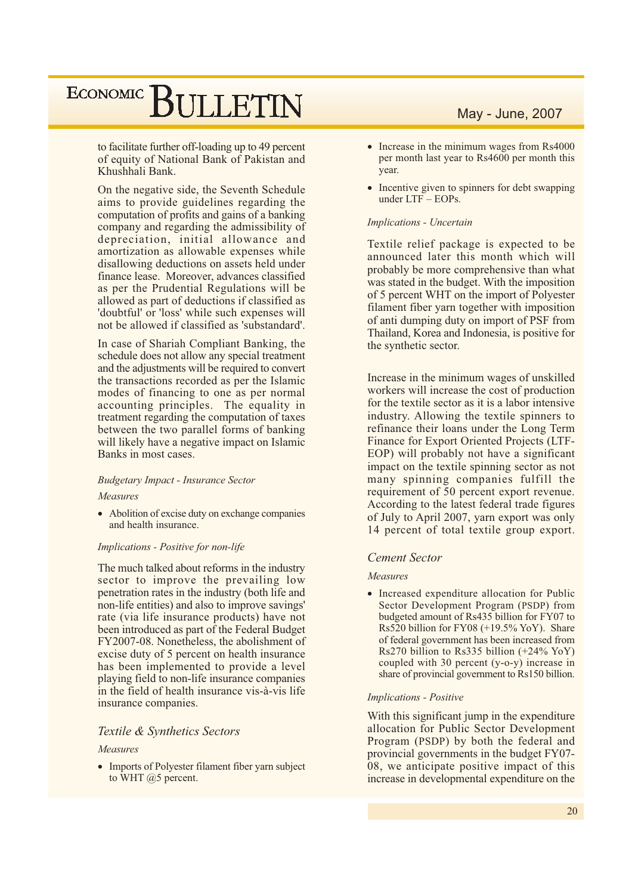to facilitate further off-loading up to 49 percent of equity of National Bank of Pakistan and Khushhali Bank.

On the negative side, the Seventh Schedule aims to provide guidelines regarding the computation of profits and gains of a banking company and regarding the admissibility of depreciation, initial allowance and amortization as allowable expenses while disallowing deductions on assets held under finance lease. Moreover, advances classified as per the Prudential Regulations will be allowed as part of deductions if classified as 'doubtful' or 'loss' while such expenses will not be allowed if classified as 'substandard'.

In case of Shariah Compliant Banking, the schedule does not allow any special treatment and the adjustments will be required to convert the transactions recorded as per the Islamic modes of financing to one as per normal accounting principles. The equality in treatment regarding the computation of taxes between the two parallel forms of banking will likely have a negative impact on Islamic Banks in most cases.

*Budgetary Impact - Insurance Sector*

*Measures*

- Abolition of excise duty on exchange companies and health insurance.

*Implications - Positive for non-life*

The much talked about reforms in the industry sector to improve the prevailing low penetration rates in the industry (both life and non-life entities) and also to improve savings' rate (via life insurance products) have not been introduced as part of the Federal Budget FY2007-08. Nonetheless, the abolishment of excise duty of 5 percent on health insurance has been implemented to provide a level playing field to non-life insurance companies in the field of health insurance vis-à-vis life insurance companies.

## *Textile & Synthetics Sectors*

*Measures*

- Imports of Polyester filament fiber yarn subject to WHT @5 percent.
- Increase in the minimum wages from Rs4000 per month last year to Rs4600 per month this year.
- Incentive given to spinners for debt swapping under LTF – EOPs.

*Implications - Uncertain*

Textile relief package is expected to be announced later this month which will probably be more comprehensive than what was stated in the budget. With the imposition of 5 percent WHT on the import of Polyester filament fiber yarn together with imposition of anti dumping duty on import of PSF from Thailand, Korea and Indonesia, is positive for the synthetic sector.

Increase in the minimum wages of unskilled workers will increase the cost of production for the textile sector as it is a labor intensive industry. Allowing the textile spinners to refinance their loans under the Long Term Finance for Export Oriented Projects (LTF-EOP) will probably not have a significant impact on the textile spinning sector as not many spinning companies fulfill the requirement of 50 percent export revenue. According to the latest federal trade figures of July to April 2007, yarn export was only 14 percent of total textile group export.

## *Cement Sector*

*Measures*

- Increased expenditure allocation for Public Sector Development Program (PSDP) from budgeted amount of Rs435 billion for FY07 to Rs520 billion for FY08 (+19.5% YoY). Share of federal government has been increased from Rs270 billion to Rs335 billion (+24% YoY) coupled with 30 percent (y-o-y) increase in share of provincial government to Rs150 billion.

*Implications - Positive*

With this significant jump in the expenditure allocation for Public Sector Development Program (PSDP) by both the federal and provincial governments in the budget FY07-08, we anticipate positive impact of this increase in developmental expenditure on the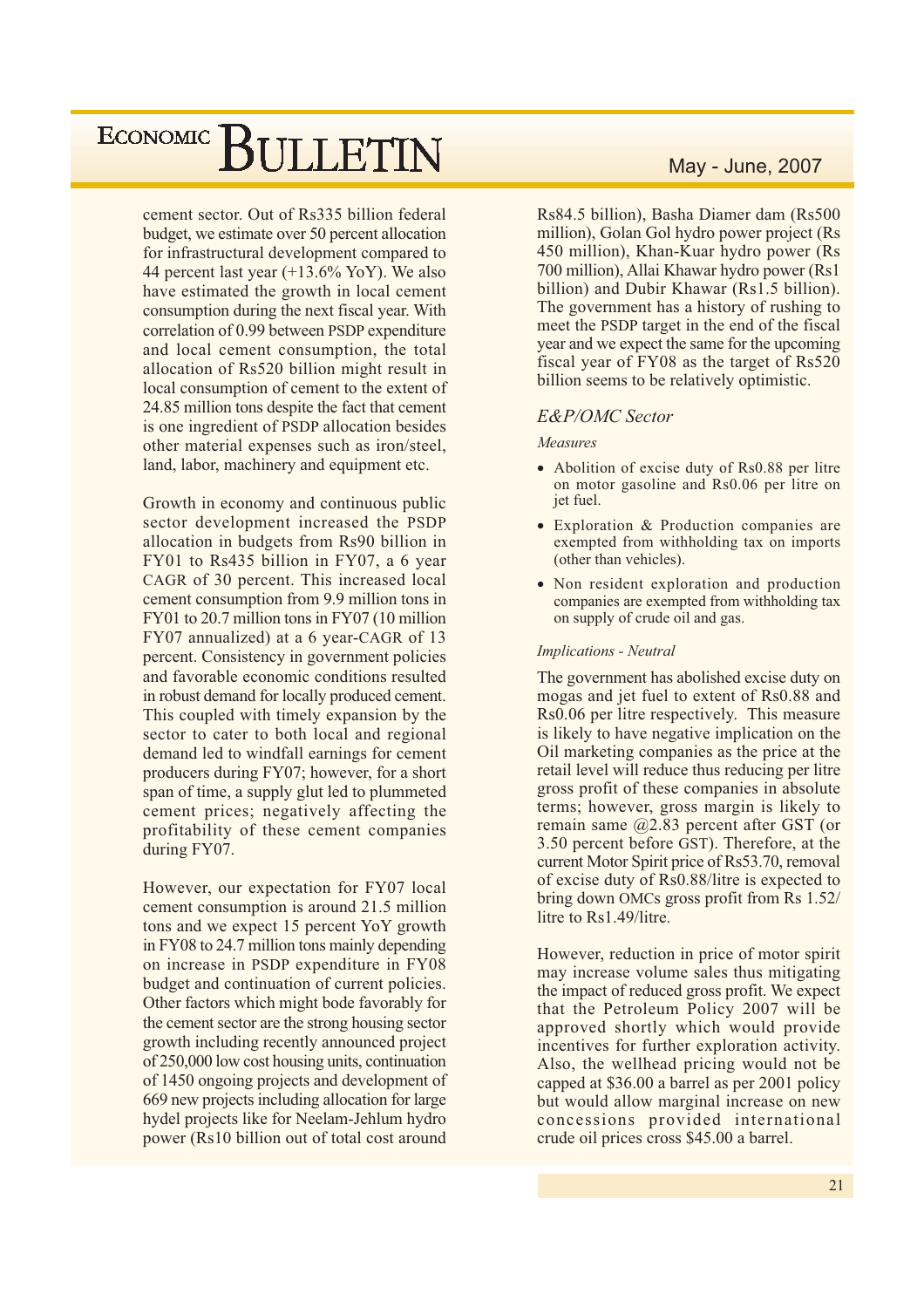cement sector. Out of Rs335 billion federal budget, we estimate over 50 percent allocation for infrastructural development compared to 44 percent last year (+13.6% YoY). We also have estimated the growth in local cement consumption during the next fiscal year. With correlation of 0.99 between PSDP expenditure and local cement consumption, the total allocation of Rs520 billion might result in local consumption of cement to the extent of 24.85 million tons despite the fact that cement is one ingredient of PSDP allocation besides other material expenses such as iron/steel, land, labor, machinery and equipment etc.

Growth in economy and continuous public sector development increased the PSDP allocation in budgets from Rs90 billion in FY01 to Rs435 billion in FY07, a 6 year CAGR of 30 percent. This increased local cement consumption from 9.9 million tons in FY01 to 20.7 million tons in FY07 (10 million FY07 annualized) at a 6 year-CAGR of 13 percent. Consistency in government policies and favorable economic conditions resulted in robust demand for locally produced cement. This coupled with timely expansion by the sector to cater to both local and regional demand led to windfall earnings for cement producers during FY07; however, for a short span of time, a supply glut led to plummeted cement prices; negatively affecting the profitability of these cement companies during FY07.

However, our expectation for FY07 local cement consumption is around 21.5 million tons and we expect 15 percent YoY growth in FY08 to 24.7 million tons mainly depending on increase in PSDP expenditure in FY08 budget and continuation of current policies. Other factors which might bode favorably for the cement sector are the strong housing sector growth including recently announced project of 250,000 low cost housing units, continuation of 1450 ongoing projects and development of 669 new projects including allocation for large hydel projects like for Neelam-Jehlum hydro power (Rs10 billion out of total cost around Rs84.5 billion), Basha Diamer dam (Rs500 million), Golan Gol hydro power project (Rs 450 million), Khan-Kuar hydro power (Rs 700 million), Allai Khawar hydro power (Rs1 billion) and Dubir Khawar (Rs1.5 billion). The government has a history of rushing to meet the PSDP target in the end of the fiscal year and we expect the same for the upcoming fiscal year of FY08 as the target of Rs520 billion seems to be relatively optimistic.

### *E&P/OMC Sector*

*Measures*

- Abolition of excise duty of Rs0.88 per litre on motor gasoline and Rs0.06 per litre on jet fuel.
- Exploration & Production companies are exempted from withholding tax on imports (other than vehicles).
- Non resident exploration and production companies are exempted from withholding tax on supply of crude oil and gas.

*Implications - Neutral*

The government has abolished excise duty on mogas and jet fuel to extent of Rs0.88 and Rs0.06 per litre respectively. This measure is likely to have negative implication on the Oil marketing companies as the price at the retail level will reduce thus reducing per litre gross profit of these companies in absolute terms; however, gross margin is likely to remain same @2.83 percent after GST (or 3.50 percent before GST). Therefore, at the current Motor Spirit price of Rs53.70, removal of excise duty of Rs0.88/litre is expected to bring down OMCs gross profit from Rs 1.52/litre to Rs1.49/litre.

However, reduction in price of motor spirit may increase volume sales thus mitigating the impact of reduced gross profit. We expect that the Petroleum Policy 2007 will be approved shortly which would provide incentives for further exploration activity. Also, the wellhead pricing would not be capped at $36.00 a barrel as per 2001 policy but would allow marginal increase on new concessions provided international crude oil prices cross $45.00 a barrel.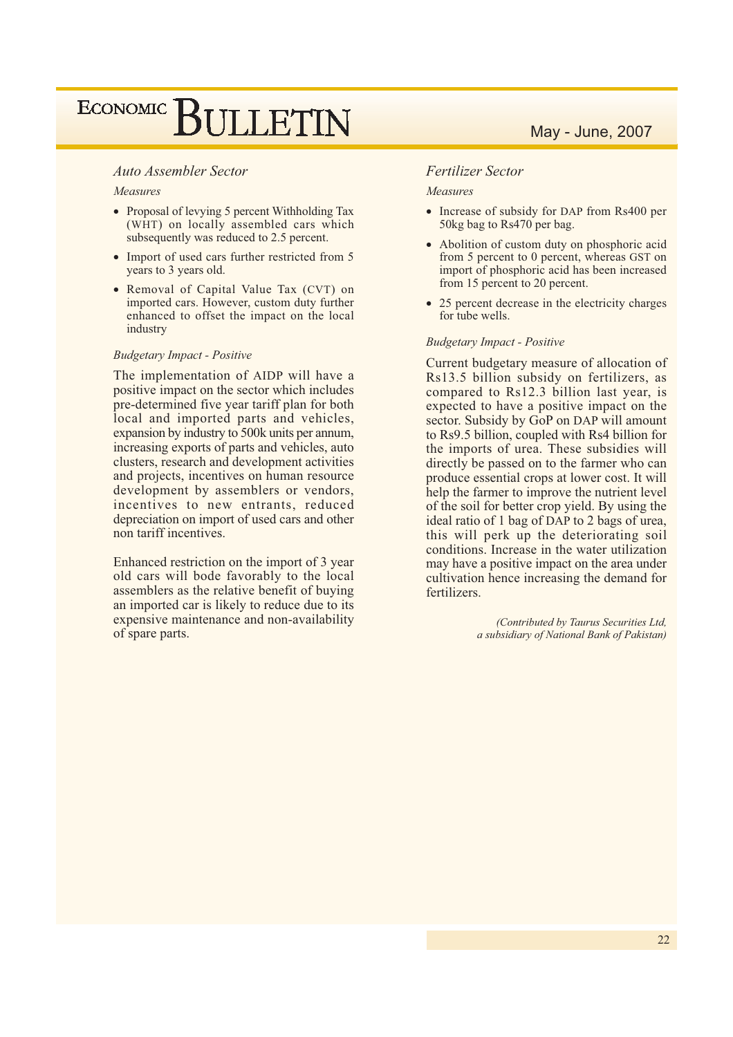### *Auto Assembler Sector*

*Measures*

- Proposal of levying 5 percent Withholding Tax (WHT) on locally assembled cars which subsequently was reduced to 2.5 percent.
- Import of used cars further restricted from 5 years to 3 years old.
- Removal of Capital Value Tax (CVT) on imported cars. However, custom duty further enhanced to offset the impact on the local industry

*Budgetary Impact - Positive*

The implementation of AIDP will have a positive impact on the sector which includes pre-determined five year tariff plan for both local and imported parts and vehicles, expansion by industry to 500k units per annum, increasing exports of parts and vehicles, auto clusters, research and development activities and projects, incentives on human resource development by assemblers or vendors, incentives to new entrants, reduced depreciation on import of used cars and other non tariff incentives.

Enhanced restriction on the import of 3 year old cars will bode favorably to the local assemblers as the relative benefit of buying an imported car is likely to reduce due to its expensive maintenance and non-availability of spare parts.

### *Fertilizer Sector*

*Measures*

- Increase of subsidy for DAP from Rs400 per 50kg bag to Rs470 per bag.
- Abolition of custom duty on phosphoric acid from 5 percent to 0 percent, whereas GST on import of phosphoric acid has been increased from 15 percent to 20 percent.
- 25 percent decrease in the electricity charges for tube wells.

*Budgetary Impact - Positive*

Current budgetary measure of allocation of Rs13.5 billion subsidy on fertilizers, as compared to Rs12.3 billion last year, is expected to have a positive impact on the sector. Subsidy by GoP on DAP will amount to Rs9.5 billion, coupled with Rs4 billion for the imports of urea. These subsidies will directly be passed on to the farmer who can produce essential crops at lower cost. It will help the farmer to improve the nutrient level of the soil for better crop yield. By using the ideal ratio of 1 bag of DAP to 2 bags of urea, this will perk up the deteriorating soil conditions. Increase in the water utilization may have a positive impact on the area under cultivation hence increasing the demand for fertilizers.

*(Contributed by Taurus Securities Ltd, a subsidiary of National Bank of Pakistan)*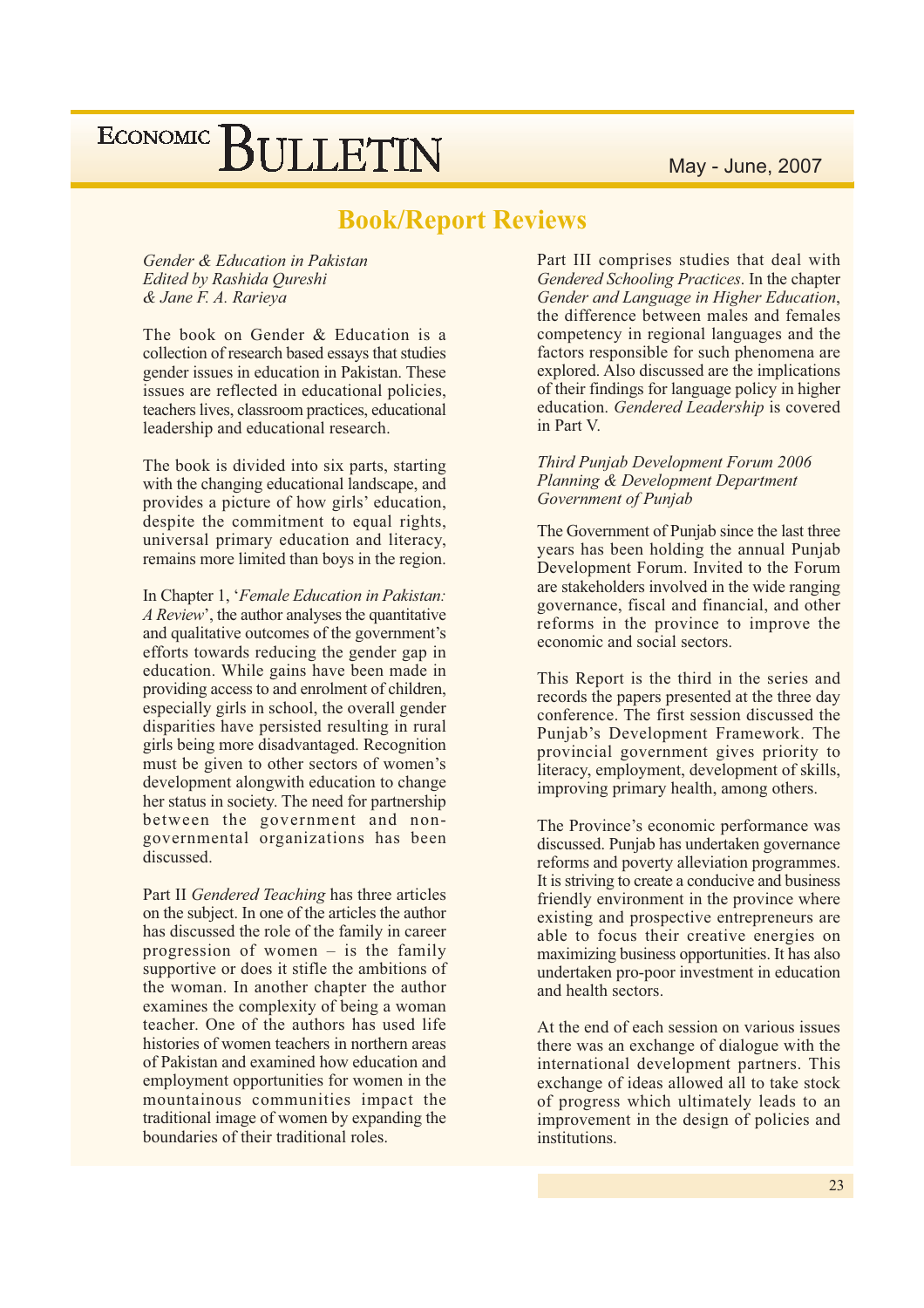## Book/Report Reviews

*Gender & Education in Pakistan*
*Edited by Rashida Qureshi*
*& Jane F. A. Rarieya*

The book on Gender & Education is a collection of research based essays that studies gender issues in education in Pakistan. These issues are reflected in educational policies, teachers lives, classroom practices, educational leadership and educational research.

The book is divided into six parts, starting with the changing educational landscape, and provides a picture of how girls' education, despite the commitment to equal rights, universal primary education and literacy, remains more limited than boys in the region.

In Chapter 1, '*Female Education in Pakistan: A Review*', the author analyses the quantitative and qualitative outcomes of the government's efforts towards reducing the gender gap in education. While gains have been made in providing access to and enrolment of children, especially girls in school, the overall gender disparities have persisted resulting in rural girls being more disadvantaged. Recognition must be given to other sectors of women's development alongwith education to change her status in society. The need for partnership between the government and non-governmental organizations has been discussed.

Part II *Gendered Teaching* has three articles on the subject. In one of the articles the author has discussed the role of the family in career progression of women – is the family supportive or does it stifle the ambitions of the woman. In another chapter the author examines the complexity of being a woman teacher. One of the authors has used life histories of women teachers in northern areas of Pakistan and examined how education and employment opportunities for women in the mountainous communities impact the traditional image of women by expanding the boundaries of their traditional roles.

Part III comprises studies that deal with *Gendered Schooling Practices*. In the chapter *Gender and Language in Higher Education*, the difference between males and females competency in regional languages and the factors responsible for such phenomena are explored. Also discussed are the implications of their findings for language policy in higher education. *Gendered Leadership* is covered in Part V.

*Third Punjab Development Forum 2006*
*Planning & Development Department*
*Government of Punjab*

The Government of Punjab since the last three years has been holding the annual Punjab Development Forum. Invited to the Forum are stakeholders involved in the wide ranging governance, fiscal and financial, and other reforms in the province to improve the economic and social sectors.

This Report is the third in the series and records the papers presented at the three day conference. The first session discussed the Punjab's Development Framework. The provincial government gives priority to literacy, employment, development of skills, improving primary health, among others.

The Province's economic performance was discussed. Punjab has undertaken governance reforms and poverty alleviation programmes. It is striving to create a conducive and business friendly environment in the province where existing and prospective entrepreneurs are able to focus their creative energies on maximizing business opportunities. It has also undertaken pro-poor investment in education and health sectors.

At the end of each session on various issues there was an exchange of dialogue with the international development partners. This exchange of ideas allowed all to take stock of progress which ultimately leads to an improvement in the design of policies and institutions.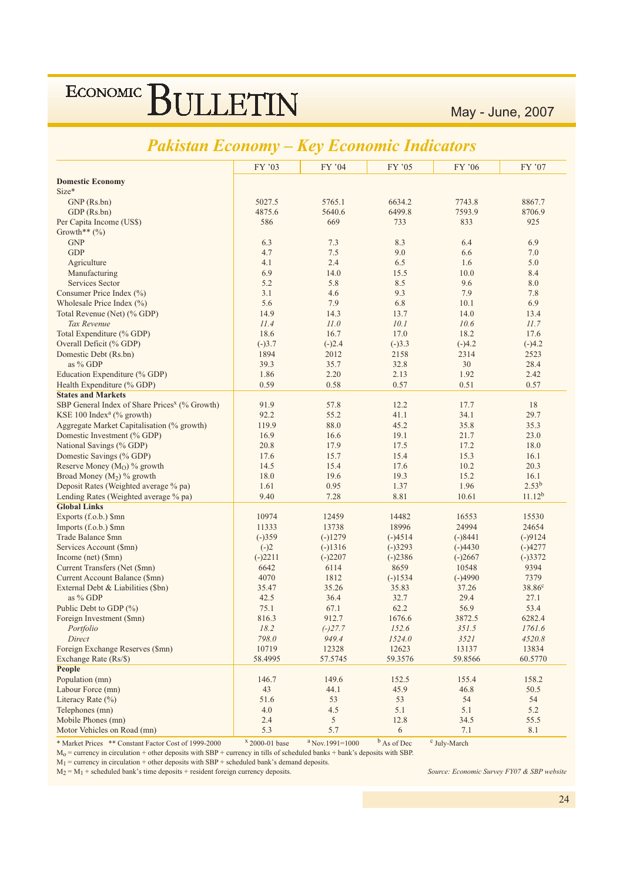# Pakistan Economy – Key Economic Indicators

| | FY '03 | FY '04 | FY '05 | FY '06 | FY '07 |
|---|---|---|---|---|---|
| **Domestic Economy** | | | | | |
| Size* | | | | | |
| GNP (Rs.bn) | 5027.5 | 5765.1 | 6634.2 | 7743.8 | 8867.7 |
| GDP (Rs.bn) | 4875.6 | 5640.6 | 6499.8 | 7593.9 | 8706.9 |
| Per Capita Income (US$) | 586 | 669 | 733 | 833 | 925 |
| Growth** (%) | | | | | |
| GNP | 6.3 | 7.3 | 8.3 | 6.4 | 6.9 |
| GDP | 4.7 | 7.5 | 9.0 | 6.6 | 7.0 |
| Agriculture | 4.1 | 2.4 | 6.5 | 1.6 | 5.0 |
| Manufacturing | 6.9 | 14.0 | 15.5 | 10.0 | 8.4 |
| Services Sector | 5.2 | 5.8 | 8.5 | 9.6 | 8.0 |
| Consumer Price Index (%) | 3.1 | 4.6 | 9.3 | 7.9 | 7.8 |
| Wholesale Price Index (%) | 5.6 | 7.9 | 6.8 | 10.1 | 6.9 |
| Total Revenue (Net) (% GDP) | 14.9 | 14.3 | 13.7 | 14.0 | 13.4 |
| *Tax Revenue* | *11.4* | *11.0* | *10.1* | *10.6* | *11.7* |
| Total Expenditure (% GDP) | 18.6 | 16.7 | 17.0 | 18.2 | 17.6 |
| Overall Deficit (% GDP) | (-)3.7 | (-)2.4 | (-)3.3 | (-)4.2 | (-)4.2 |
| Domestic Debt (Rs.bn) | 1894 | 2012 | 2158 | 2314 | 2523 |
| as % GDP | 39.3 | 35.7 | 32.8 | 30 | 28.4 |
| Education Expenditure (% GDP) | 1.86 | 2.20 | 2.13 | 1.92 | 2.42 |
| Health Expenditure (% GDP) | 0.59 | 0.58 | 0.57 | 0.51 | 0.57 |
| **States and Markets** | | | | | |
| SBP General Index of Share Prices[x] (% Growth) | 91.9 | 57.8 | 12.2 | 17.7 | 18 |
| KSE 100 Index[a] (% growth) | 92.2 | 55.2 | 41.1 | 34.1 | 29.7 |
| Aggregate Market Capitalisation (% growth) | 119.9 | 88.0 | 45.2 | 35.8 | 35.3 |
| Domestic Investment (% GDP) | 16.9 | 16.6 | 19.1 | 21.7 | 23.0 |
| National Savings (% GDP) | 20.8 | 17.9 | 17.5 | 17.2 | 18.0 |
| Domestic Savings (% GDP) | 17.6 | 15.7 | 15.4 | 15.3 | 16.1 |
| Reserve Money ($M_O$) % growth | 14.5 | 15.4 | 17.6 | 10.2 | 20.3 |
| Broad Money ($M_2$) % growth | 18.0 | 19.6 | 19.3 | 15.2 | 16.1 |
| Deposit Rates (Weighted average % pa) | 1.61 | 0.95 | 1.37 | 1.96 | 2.53[b] |
| Lending Rates (Weighted average % pa) | 9.40 | 7.28 | 8.81 | 10.61 | 11.12[b] |
| **Global Links** | | | | | |
| Exports (f.o.b.) $mn | 10974 | 12459 | 14482 | 16553 | 15530 |
| Imports (f.o.b.) $mn | 11333 | 13738 | 18996 | 24994 | 24654 |
| Trade Balance $mn | (-)359 | (-)1279 | (-)4514 | (-)8441 | (-)9124 |
| Services Account ($mn) | (-)2 | (-)1316 | (-)3293 | (-)4430 | (-)4277 |
| Income (net) ($mn) | (-)2211 | (-)2207 | (-)2386 | (-)2667 | (-)3372 |
| Current Transfers (Net ($mn) | 6642 | 6114 | 8659 | 10548 | 9394 |
| Current Account Balance ($mn) | 4070 | 1812 | (-)1534 | (-)4990 | 7379 |
| External Debt & Liabilities ($bn) | 35.47 | 35.26 | 35.83 | 37.26 | 38.86[c] |
| as % GDP | 42.5 | 36.4 | 32.7 | 29.4 | 27.1 |
| Public Debt to GDP (%) | 75.1 | 67.1 | 62.2 | 56.9 | 53.4 |
| Foreign Investment ($mn) | 816.3 | 912.7 | 1676.6 | 3872.5 | 6282.4 |
| *Portfolio* | *18.2* | *(-)27.7* | *152.6* | *351.5* | *1761.6* |
| *Direct* | *798.0* | *949.4* | *1524.0* | *3521* | *4520.8* |
| Foreign Exchange Reserves ($mn) | 10719 | 12328 | 12623 | 13137 | 13834 |
| Exchange Rate (Rs/$) | 58.4995 | 57.5745 | 59.3576 | 59.8566 | 60.5770 |
| **People** | | | | | |
| Population (mn) | 146.7 | 149.6 | 152.5 | 155.4 | 158.2 |
| Labour Force (mn) | 43 | 44.1 | 45.9 | 46.8 | 50.5 |
| Literacy Rate (%) | 51.6 | 53 | 53 | 54 | 54 |
| Telephones (mn) | 4.0 | 4.5 | 5.1 | 5.1 | 5.2 |
| Mobile Phones (mn) | 2.4 | 5 | 12.8 | 34.5 | 55.5 |
| Motor Vehicles on Road (mn) | 5.3 | 5.7 | 6 | 7.1 | 8.1 |

\* Market Prices \*\* Constant Factor Cost of 1999-2000 [x] 2000-01 base [a] Nov.1991=1000 [b] As of Dec [c] July-March

$M_o$ = currency in circulation + other deposits with SBP + currency in tills of scheduled banks + bank's deposits with SBP.

$M_1$ = currency in circulation + other deposits with SBP + scheduled bank's demand deposits.

$M_2$ = $M_1$ + scheduled bank's time deposits + resident foreign currency deposits.

*Source: Economic Survey FY07 & SBP website*